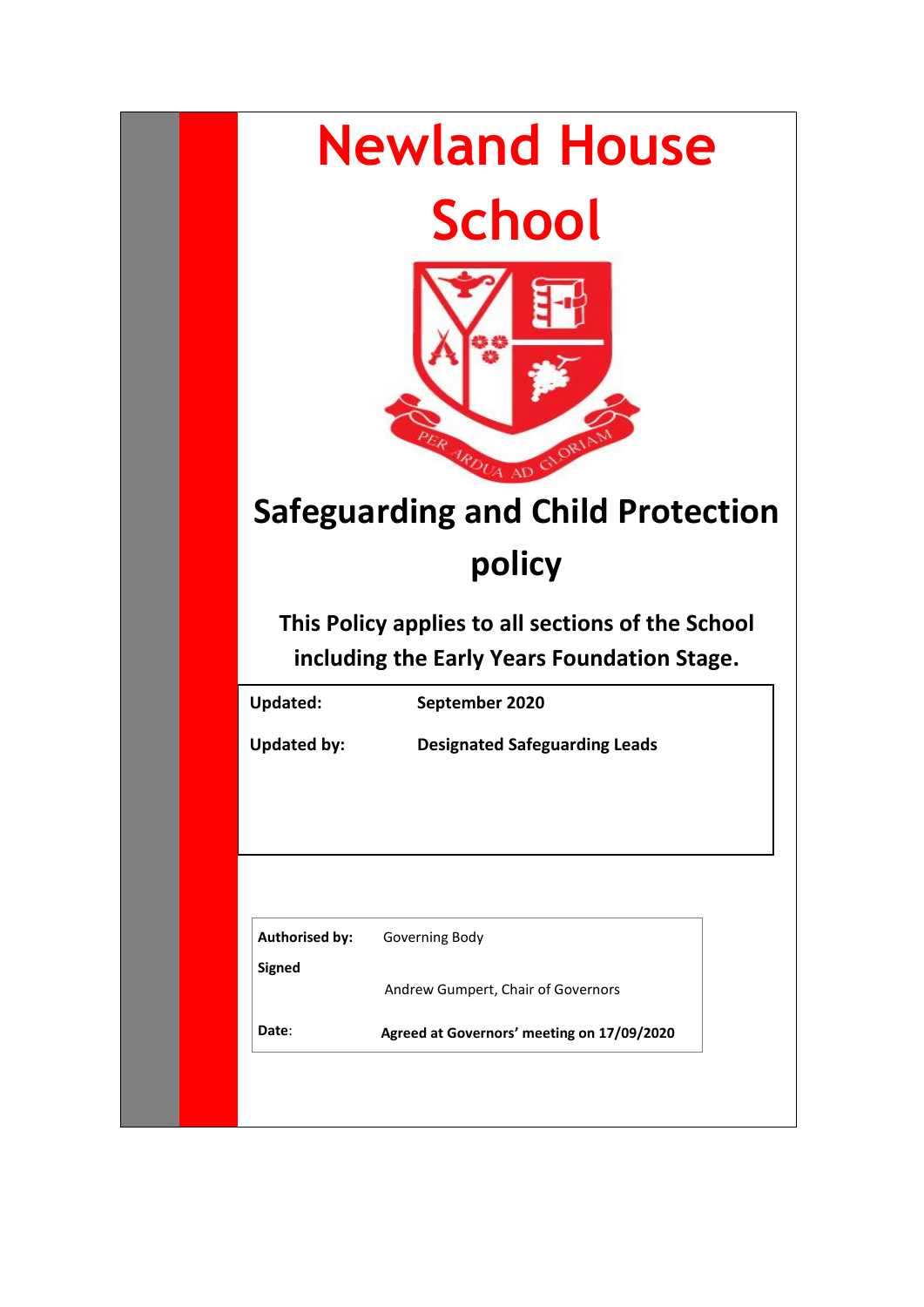# Newland House School

PER ARDUA AD GLORIAM

## Safeguarding and Child Protection policy

**This Policy applies to all sections of the School including the Early Years Foundation Stage.**

| | |
|---|---|
| **Updated:** | **September 2020** |
| **Updated by:** | **Designated Safeguarding Leads** |

| | |
|---|---|
| **Authorised by:** | Governing Body |
| **Signed** | Andrew Gumpert, Chair of Governors |
| **Date**: | **Agreed at Governors' meeting on 17/09/2020** |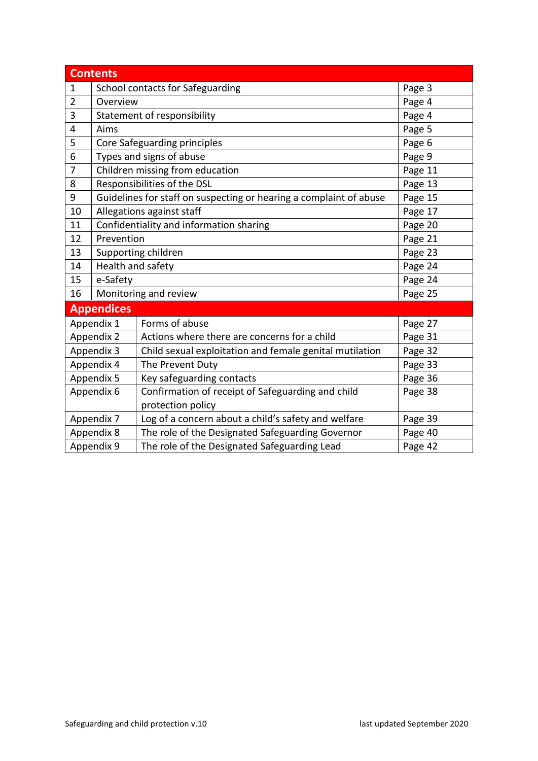| Contents | | |
|---|---|---|
| 1 | School contacts for Safeguarding | Page 3 |
| 2 | Overview | Page 4 |
| 3 | Statement of responsibility | Page 4 |
| 4 | Aims | Page 5 |
| 5 | Core Safeguarding principles | Page 6 |
| 6 | Types and signs of abuse | Page 9 |
| 7 | Children missing from education | Page 11 |
| 8 | Responsibilities of the DSL | Page 13 |
| 9 | Guidelines for staff on suspecting or hearing a complaint of abuse | Page 15 |
| 10 | Allegations against staff | Page 17 |
| 11 | Confidentiality and information sharing | Page 20 |
| 12 | Prevention | Page 21 |
| 13 | Supporting children | Page 23 |
| 14 | Health and safety | Page 24 |
| 15 | e-Safety | Page 24 |
| 16 | Monitoring and review | Page 25 |

| Appendices | | |
|---|---|---|
| Appendix 1 | Forms of abuse | Page 27 |
| Appendix 2 | Actions where there are concerns for a child | Page 31 |
| Appendix 3 | Child sexual exploitation and female genital mutilation | Page 32 |
| Appendix 4 | The Prevent Duty | Page 33 |
| Appendix 5 | Key safeguarding contacts | Page 36 |
| Appendix 6 | Confirmation of receipt of Safeguarding and child protection policy | Page 38 |
| Appendix 7 | Log of a concern about a child's safety and welfare | Page 39 |
| Appendix 8 | The role of the Designated Safeguarding Governor | Page 40 |
| Appendix 9 | The role of the Designated Safeguarding Lead | Page 42 |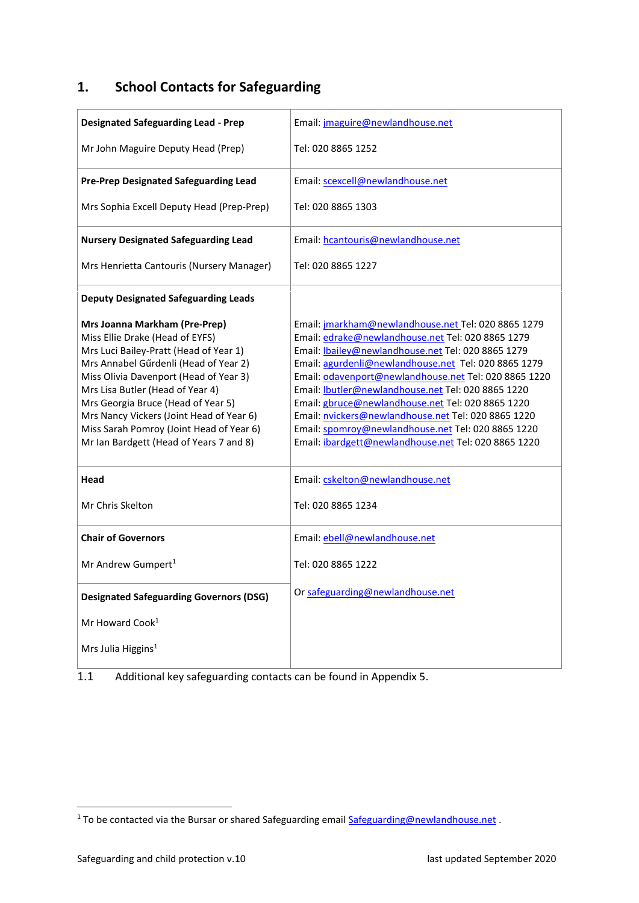## 1. School Contacts for Safeguarding

| | |
|---|---|
| **Designated Safeguarding Lead - Prep**<br><br>Mr John Maguire Deputy Head (Prep) | Email: jmaguire@newlandhouse.net<br><br>Tel: 020 8865 1252 |
| **Pre-Prep Designated Safeguarding Lead**<br><br>Mrs Sophia Excell Deputy Head (Prep-Prep) | Email: scexcell@newlandhouse.net<br><br>Tel: 020 8865 1303 |
| **Nursery Designated Safeguarding Lead**<br><br>Mrs Henrietta Cantouris (Nursery Manager) | Email: hcantouris@newlandhouse.net<br><br>Tel: 020 8865 1227 |
| **Deputy Designated Safeguarding Leads**<br><br>**Mrs Joanna Markham (Pre-Prep)**<br>Miss Ellie Drake (Head of EYFS)<br>Mrs Luci Bailey-Pratt (Head of Year 1)<br>Mrs Annabel Gűrdenli (Head of Year 2)<br>Miss Olivia Davenport (Head of Year 3)<br>Mrs Lisa Butler (Head of Year 4)<br>Mrs Georgia Bruce (Head of Year 5)<br>Mrs Nancy Vickers (Joint Head of Year 6)<br>Miss Sarah Pomroy (Joint Head of Year 6)<br>Mr Ian Bardgett (Head of Years 7 and 8) | <br><br>Email: jmarkham@newlandhouse.net Tel: 020 8865 1279<br>Email: edrake@newlandhouse.net Tel: 020 8865 1279<br>Email: lbailey@newlandhouse.net Tel: 020 8865 1279<br>Email: agurdenli@newlandhouse.net Tel: 020 8865 1279<br>Email: odavenport@newlandhouse.net Tel: 020 8865 1220<br>Email: lbutler@newlandhouse.net Tel: 020 8865 1220<br>Email: gbruce@newlandhouse.net Tel: 020 8865 1220<br>Email: nvickers@newlandhouse.net Tel: 020 8865 1220<br>Email: spomroy@newlandhouse.net Tel: 020 8865 1220<br>Email: ibardgett@newlandhouse.net Tel: 020 8865 1220 |
| **Head**<br><br>Mr Chris Skelton | Email: cskelton@newlandhouse.net<br><br>Tel: 020 8865 1234 |
| **Chair of Governors**<br><br>Mr Andrew Gumpert[1] | Email: ebell@newlandhouse.net<br><br>Tel: 020 8865 1222 |
| **Designated Safeguarding Governors (DSG)**<br><br>Mr Howard Cook[1]<br><br>Mrs Julia Higgins[1] | Or safeguarding@newlandhouse.net |

1.1 Additional key safeguarding contacts can be found in Appendix 5.

[1] To be contacted via the Bursar or shared Safeguarding email Safeguarding@newlandhouse.net .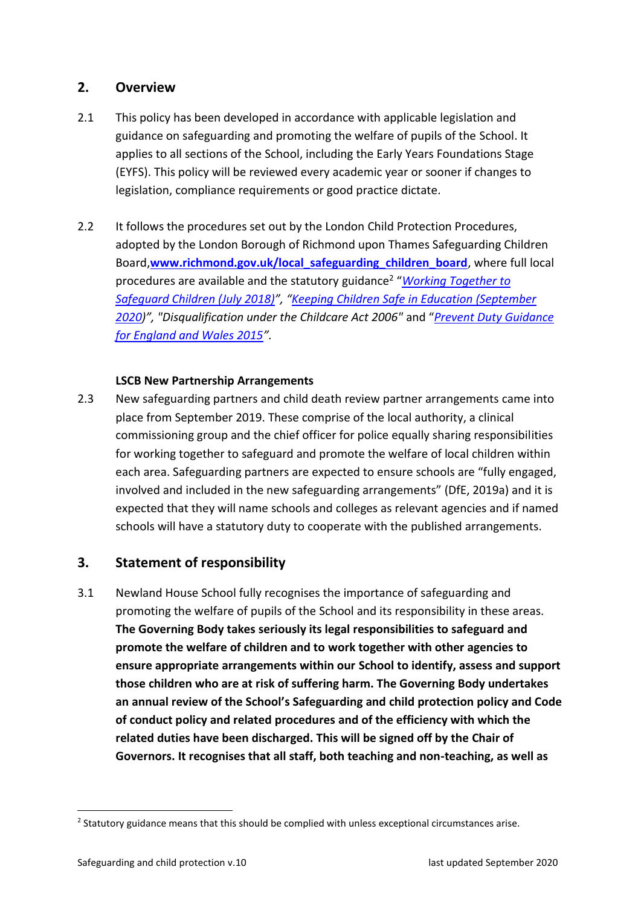## 2. Overview

2.1 This policy has been developed in accordance with applicable legislation and guidance on safeguarding and promoting the welfare of pupils of the School. It applies to all sections of the School, including the Early Years Foundations Stage (EYFS). This policy will be reviewed every academic year or sooner if changes to legislation, compliance requirements or good practice dictate.

2.2 It follows the procedures set out by the London Child Protection Procedures, adopted by the London Borough of Richmond upon Thames Safeguarding Children Board,**www.richmond.gov.uk/local_safeguarding_children_board**, where full local procedures are available and the statutory guidance[2] "*Working Together to Safeguard Children (July 2018)*", "*Keeping Children Safe in Education (September 2020)*", *"Disqualification under the Childcare Act 2006"* and "*Prevent Duty Guidance for England and Wales 2015*".

**LSCB New Partnership Arrangements**

2.3 New safeguarding partners and child death review partner arrangements came into place from September 2019. These comprise of the local authority, a clinical commissioning group and the chief officer for police equally sharing responsibilities for working together to safeguard and promote the welfare of local children within each area. Safeguarding partners are expected to ensure schools are "fully engaged, involved and included in the new safeguarding arrangements" (DfE, 2019a) and it is expected that they will name schools and colleges as relevant agencies and if named schools will have a statutory duty to cooperate with the published arrangements.

## 3. Statement of responsibility

3.1 Newland House School fully recognises the importance of safeguarding and promoting the welfare of pupils of the School and its responsibility in these areas. **The Governing Body takes seriously its legal responsibilities to safeguard and promote the welfare of children and to work together with other agencies to ensure appropriate arrangements within our School to identify, assess and support those children who are at risk of suffering harm. The Governing Body undertakes an annual review of the School's Safeguarding and child protection policy and Code of conduct policy and related procedures and of the efficiency with which the related duties have been discharged. This will be signed off by the Chair of Governors. It recognises that all staff, both teaching and non-teaching, as well as**

[2] Statutory guidance means that this should be complied with unless exceptional circumstances arise.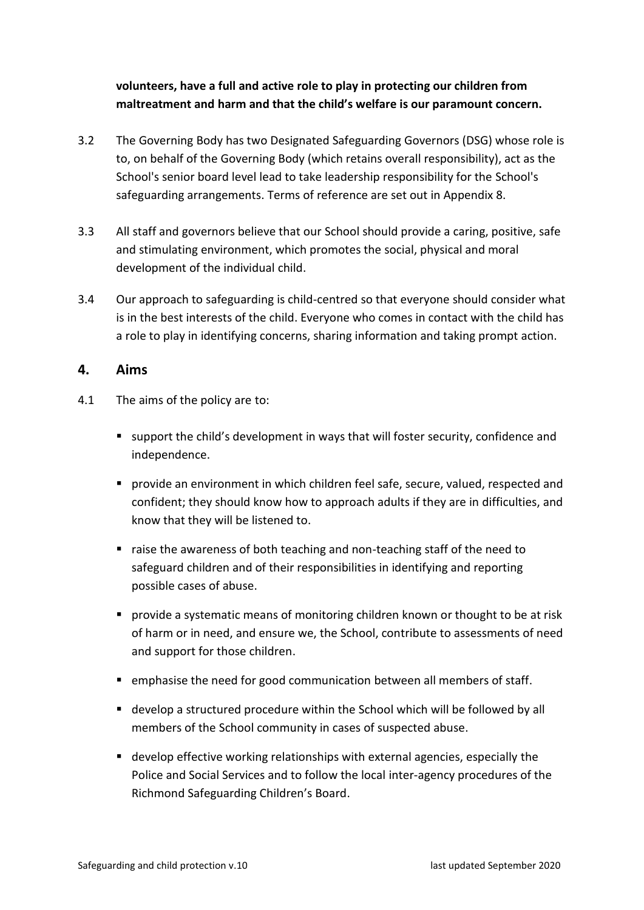**volunteers, have a full and active role to play in protecting our children from maltreatment and harm and that the child's welfare is our paramount concern.**

3.2 The Governing Body has two Designated Safeguarding Governors (DSG) whose role is to, on behalf of the Governing Body (which retains overall responsibility), act as the School's senior board level lead to take leadership responsibility for the School's safeguarding arrangements. Terms of reference are set out in Appendix 8.

3.3 All staff and governors believe that our School should provide a caring, positive, safe and stimulating environment, which promotes the social, physical and moral development of the individual child.

3.4 Our approach to safeguarding is child-centred so that everyone should consider what is in the best interests of the child. Everyone who comes in contact with the child has a role to play in identifying concerns, sharing information and taking prompt action.

## 4. Aims

4.1 The aims of the policy are to:

- support the child's development in ways that will foster security, confidence and independence.
- provide an environment in which children feel safe, secure, valued, respected and confident; they should know how to approach adults if they are in difficulties, and know that they will be listened to.
- raise the awareness of both teaching and non-teaching staff of the need to safeguard children and of their responsibilities in identifying and reporting possible cases of abuse.
- provide a systematic means of monitoring children known or thought to be at risk of harm or in need, and ensure we, the School, contribute to assessments of need and support for those children.
- emphasise the need for good communication between all members of staff.
- develop a structured procedure within the School which will be followed by all members of the School community in cases of suspected abuse.
- develop effective working relationships with external agencies, especially the Police and Social Services and to follow the local inter-agency procedures of the Richmond Safeguarding Children's Board.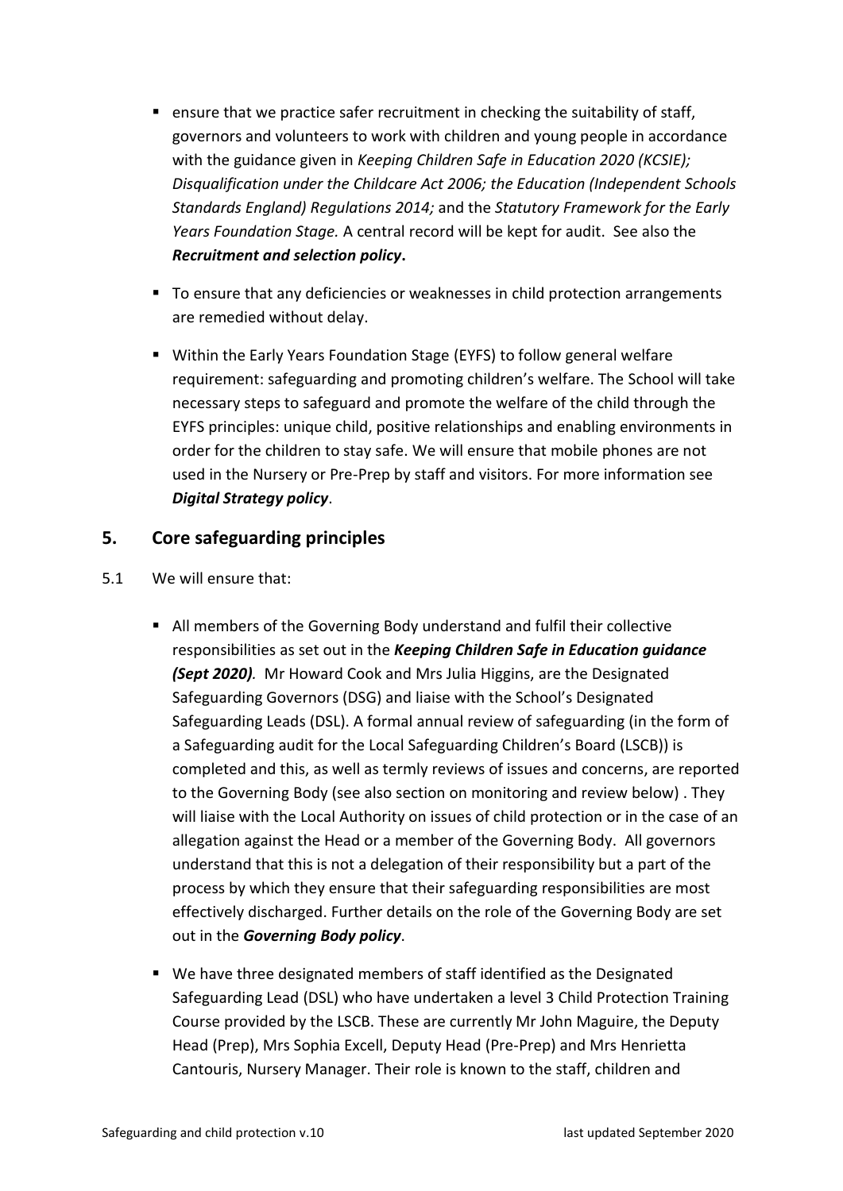- ensure that we practice safer recruitment in checking the suitability of staff, governors and volunteers to work with children and young people in accordance with the guidance given in *Keeping Children Safe in Education 2020 (KCSIE); Disqualification under the Childcare Act 2006; the Education (Independent Schools Standards England) Regulations 2014;* and the *Statutory Framework for the Early Years Foundation Stage.* A central record will be kept for audit. See also the ***Recruitment and selection policy*.**

- To ensure that any deficiencies or weaknesses in child protection arrangements are remedied without delay.

- Within the Early Years Foundation Stage (EYFS) to follow general welfare requirement: safeguarding and promoting children's welfare. The School will take necessary steps to safeguard and promote the welfare of the child through the EYFS principles: unique child, positive relationships and enabling environments in order for the children to stay safe. We will ensure that mobile phones are not used in the Nursery or Pre-Prep by staff and visitors. For more information see ***Digital Strategy policy***.

## 5. Core safeguarding principles

5.1 We will ensure that:

- All members of the Governing Body understand and fulfil their collective responsibilities as set out in the ***Keeping Children Safe in Education guidance (Sept 2020)****.* Mr Howard Cook and Mrs Julia Higgins, are the Designated Safeguarding Governors (DSG) and liaise with the School's Designated Safeguarding Leads (DSL). A formal annual review of safeguarding (in the form of a Safeguarding audit for the Local Safeguarding Children's Board (LSCB)) is completed and this, as well as termly reviews of issues and concerns, are reported to the Governing Body (see also section on monitoring and review below) . They will liaise with the Local Authority on issues of child protection or in the case of an allegation against the Head or a member of the Governing Body. All governors understand that this is not a delegation of their responsibility but a part of the process by which they ensure that their safeguarding responsibilities are most effectively discharged. Further details on the role of the Governing Body are set out in the ***Governing Body policy***.

- We have three designated members of staff identified as the Designated Safeguarding Lead (DSL) who have undertaken a level 3 Child Protection Training Course provided by the LSCB. These are currently Mr John Maguire, the Deputy Head (Prep), Mrs Sophia Excell, Deputy Head (Pre-Prep) and Mrs Henrietta Cantouris, Nursery Manager. Their role is known to the staff, children and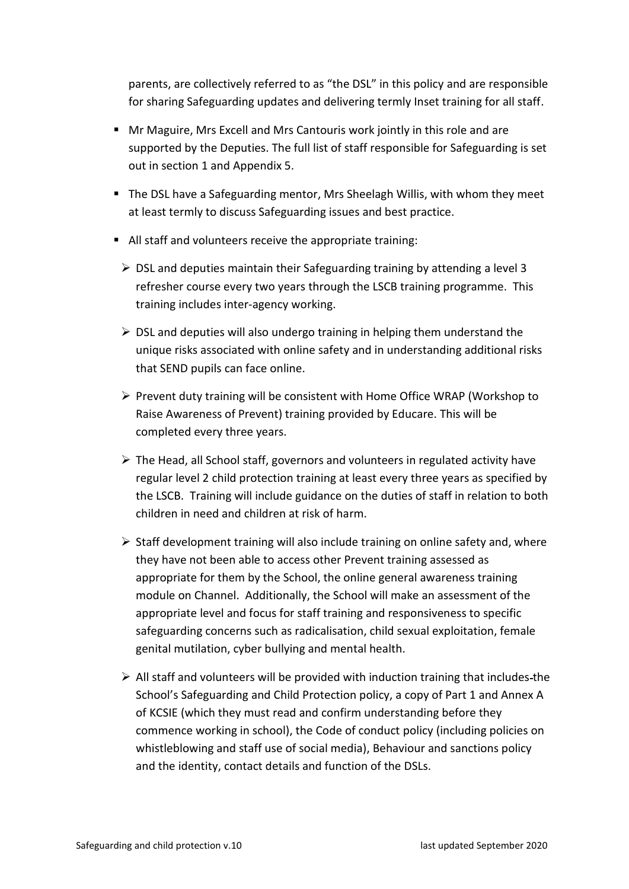parents, are collectively referred to as "the DSL" in this policy and are responsible for sharing Safeguarding updates and delivering termly Inset training for all staff.

- Mr Maguire, Mrs Excell and Mrs Cantouris work jointly in this role and are supported by the Deputies. The full list of staff responsible for Safeguarding is set out in section 1 and Appendix 5.
- The DSL have a Safeguarding mentor, Mrs Sheelagh Willis, with whom they meet at least termly to discuss Safeguarding issues and best practice.
- All staff and volunteers receive the appropriate training:
  - DSL and deputies maintain their Safeguarding training by attending a level 3 refresher course every two years through the LSCB training programme. This training includes inter-agency working.
  - DSL and deputies will also undergo training in helping them understand the unique risks associated with online safety and in understanding additional risks that SEND pupils can face online.
  - Prevent duty training will be consistent with Home Office WRAP (Workshop to Raise Awareness of Prevent) training provided by Educare. This will be completed every three years.
  - The Head, all School staff, governors and volunteers in regulated activity have regular level 2 child protection training at least every three years as specified by the LSCB. Training will include guidance on the duties of staff in relation to both children in need and children at risk of harm.
  - Staff development training will also include training on online safety and, where they have not been able to access other Prevent training assessed as appropriate for them by the School, the online general awareness training module on Channel. Additionally, the School will make an assessment of the appropriate level and focus for staff training and responsiveness to specific safeguarding concerns such as radicalisation, child sexual exploitation, female genital mutilation, cyber bullying and mental health.
  - All staff and volunteers will be provided with induction training that includes the School's Safeguarding and Child Protection policy, a copy of Part 1 and Annex A of KCSIE (which they must read and confirm understanding before they commence working in school), the Code of conduct policy (including policies on whistleblowing and staff use of social media), Behaviour and sanctions policy and the identity, contact details and function of the DSLs.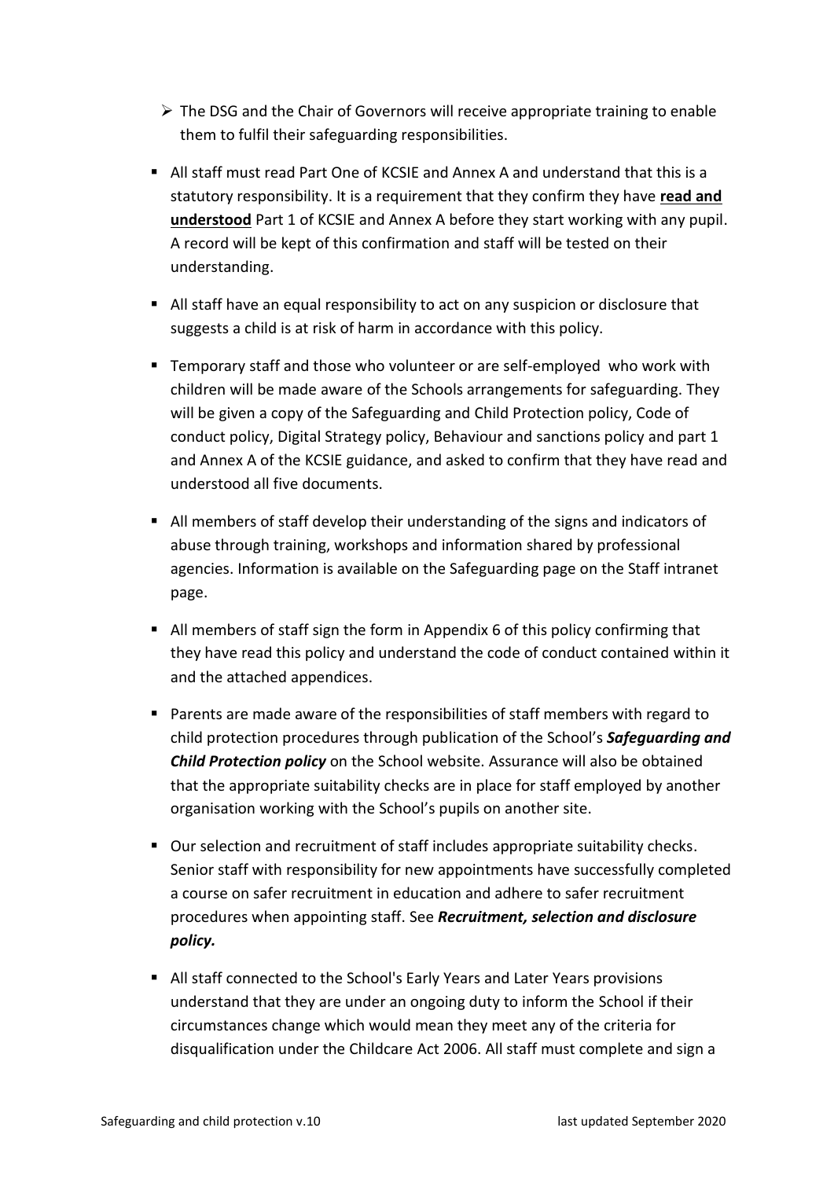- The DSG and the Chair of Governors will receive appropriate training to enable them to fulfil their safeguarding responsibilities.

- All staff must read Part One of KCSIE and Annex A and understand that this is a statutory responsibility. It is a requirement that they confirm they have **read and understood** Part 1 of KCSIE and Annex A before they start working with any pupil. A record will be kept of this confirmation and staff will be tested on their understanding.

- All staff have an equal responsibility to act on any suspicion or disclosure that suggests a child is at risk of harm in accordance with this policy.

- Temporary staff and those who volunteer or are self-employed who work with children will be made aware of the Schools arrangements for safeguarding. They will be given a copy of the Safeguarding and Child Protection policy, Code of conduct policy, Digital Strategy policy, Behaviour and sanctions policy and part 1 and Annex A of the KCSIE guidance, and asked to confirm that they have read and understood all five documents.

- All members of staff develop their understanding of the signs and indicators of abuse through training, workshops and information shared by professional agencies. Information is available on the Safeguarding page on the Staff intranet page.

- All members of staff sign the form in Appendix 6 of this policy confirming that they have read this policy and understand the code of conduct contained within it and the attached appendices.

- Parents are made aware of the responsibilities of staff members with regard to child protection procedures through publication of the School's ***Safeguarding and Child Protection policy*** on the School website. Assurance will also be obtained that the appropriate suitability checks are in place for staff employed by another organisation working with the School's pupils on another site.

- Our selection and recruitment of staff includes appropriate suitability checks. Senior staff with responsibility for new appointments have successfully completed a course on safer recruitment in education and adhere to safer recruitment procedures when appointing staff. See ***Recruitment, selection and disclosure policy.***

- All staff connected to the School's Early Years and Later Years provisions understand that they are under an ongoing duty to inform the School if their circumstances change which would mean they meet any of the criteria for disqualification under the Childcare Act 2006. All staff must complete and sign a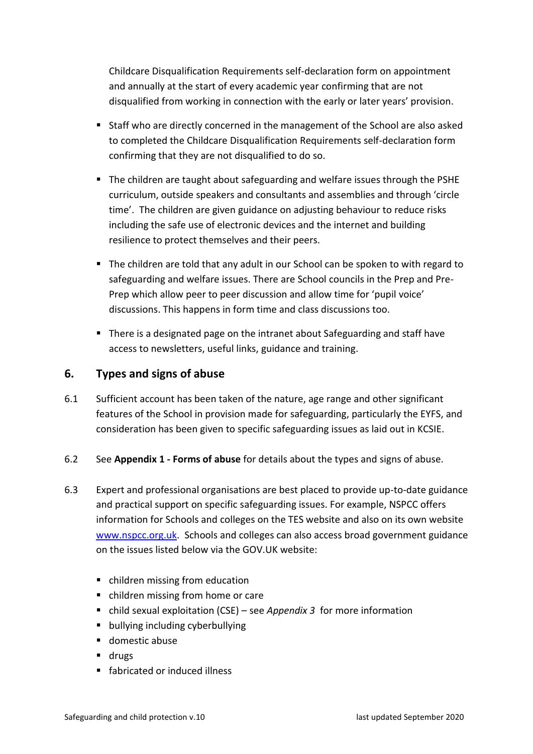Childcare Disqualification Requirements self-declaration form on appointment and annually at the start of every academic year confirming that are not disqualified from working in connection with the early or later years' provision.

- Staff who are directly concerned in the management of the School are also asked to completed the Childcare Disqualification Requirements self-declaration form confirming that they are not disqualified to do so.
- The children are taught about safeguarding and welfare issues through the PSHE curriculum, outside speakers and consultants and assemblies and through 'circle time'. The children are given guidance on adjusting behaviour to reduce risks including the safe use of electronic devices and the internet and building resilience to protect themselves and their peers.
- The children are told that any adult in our School can be spoken to with regard to safeguarding and welfare issues. There are School councils in the Prep and Pre-Prep which allow peer to peer discussion and allow time for 'pupil voice' discussions. This happens in form time and class discussions too.
- There is a designated page on the intranet about Safeguarding and staff have access to newsletters, useful links, guidance and training.

## 6. Types and signs of abuse

6.1 Sufficient account has been taken of the nature, age range and other significant features of the School in provision made for safeguarding, particularly the EYFS, and consideration has been given to specific safeguarding issues as laid out in KCSIE.

6.2 See **Appendix 1 - Forms of abuse** for details about the types and signs of abuse.

6.3 Expert and professional organisations are best placed to provide up-to-date guidance and practical support on specific safeguarding issues. For example, NSPCC offers information for Schools and colleges on the TES website and also on its own website www.nspcc.org.uk. Schools and colleges can also access broad government guidance on the issues listed below via the GOV.UK website:

- children missing from education
- children missing from home or care
- child sexual exploitation (CSE) – see *Appendix 3* for more information
- bullying including cyberbullying
- domestic abuse
- drugs
- fabricated or induced illness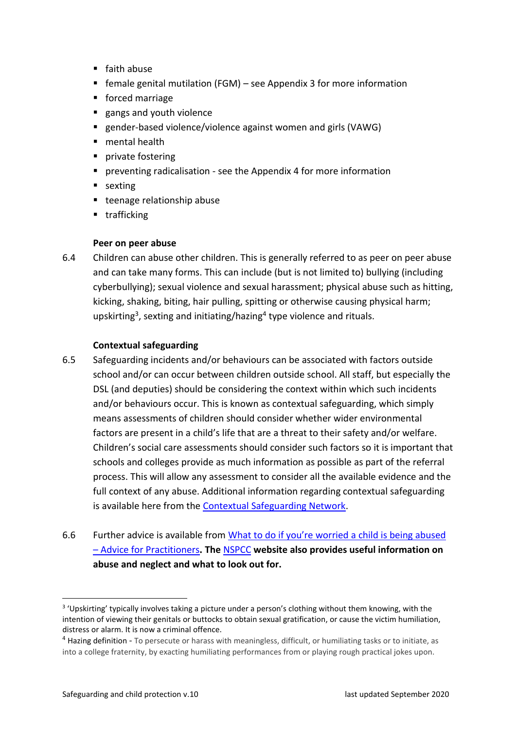- faith abuse
- female genital mutilation (FGM) – see Appendix 3 for more information
- forced marriage
- gangs and youth violence
- gender-based violence/violence against women and girls (VAWG)
- mental health
- private fostering
- preventing radicalisation - see the Appendix 4 for more information
- sexting
- teenage relationship abuse
- trafficking

**Peer on peer abuse**

6.4 Children can abuse other children. This is generally referred to as peer on peer abuse and can take many forms. This can include (but is not limited to) bullying (including cyberbullying); sexual violence and sexual harassment; physical abuse such as hitting, kicking, shaking, biting, hair pulling, spitting or otherwise causing physical harm; upskirting[3], sexting and initiating/hazing[4] type violence and rituals.

**Contextual safeguarding**

6.5 Safeguarding incidents and/or behaviours can be associated with factors outside school and/or can occur between children outside school. All staff, but especially the DSL (and deputies) should be considering the context within which such incidents and/or behaviours occur. This is known as contextual safeguarding, which simply means assessments of children should consider whether wider environmental factors are present in a child's life that are a threat to their safety and/or welfare. Children's social care assessments should consider such factors so it is important that schools and colleges provide as much information as possible as part of the referral process. This will allow any assessment to consider all the available evidence and the full context of any abuse. Additional information regarding contextual safeguarding is available here from the Contextual Safeguarding Network.

6.6 Further advice is available from What to do if you're worried a child is being abused – Advice for Practitioners**. The** NSPCC **website also provides useful information on abuse and neglect and what to look out for.**

---

[3] 'Upskirting' typically involves taking a picture under a person's clothing without them knowing, with the intention of viewing their genitals or buttocks to obtain sexual gratification, or cause the victim humiliation, distress or alarm. It is now a criminal offence.

[4] Hazing definition - To persecute or harass with meaningless, difficult, or humiliating tasks or to initiate, as into a college fraternity, by exacting humiliating performances from or playing rough practical jokes upon.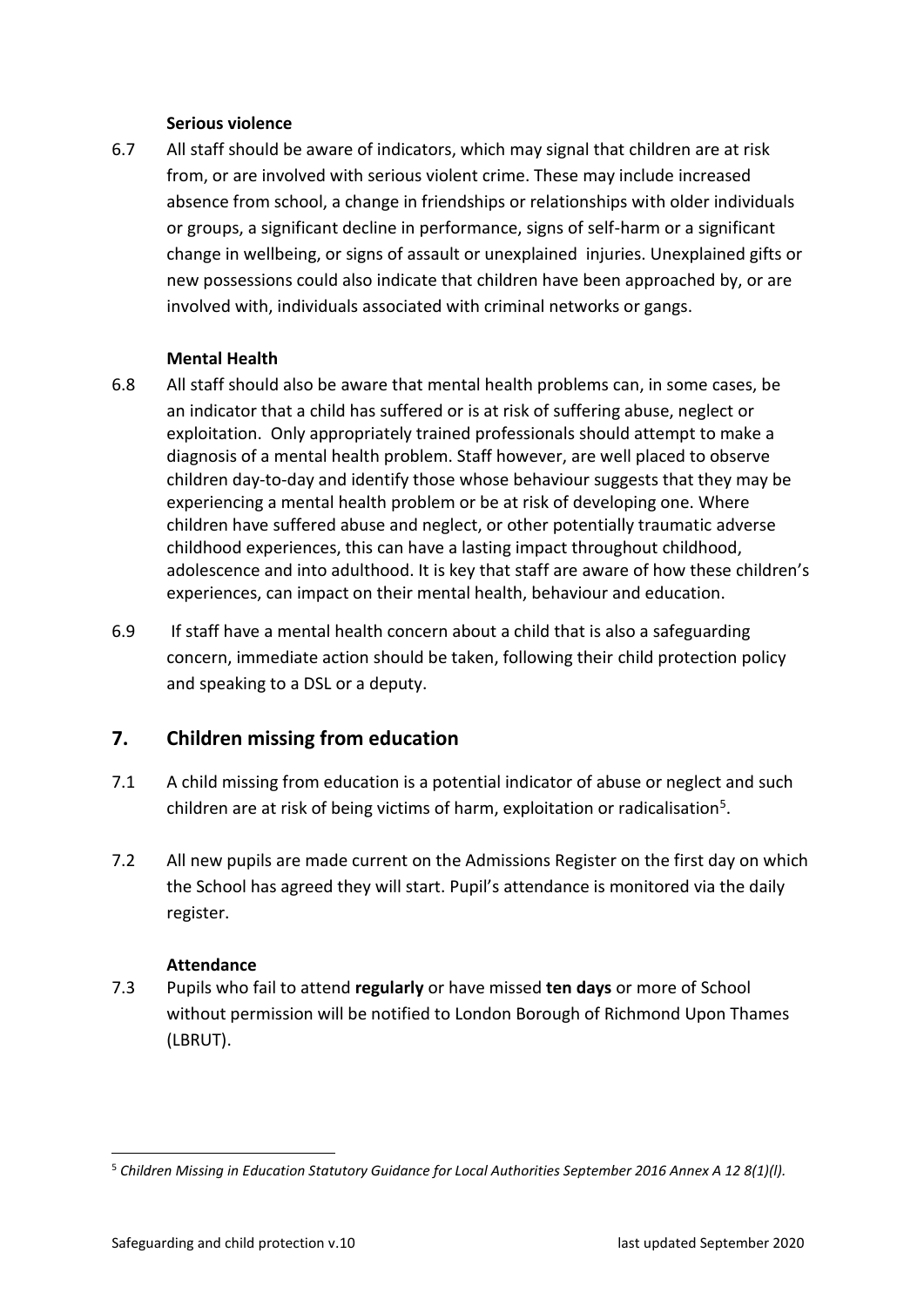**Serious violence**

6.7 All staff should be aware of indicators, which may signal that children are at risk from, or are involved with serious violent crime. These may include increased absence from school, a change in friendships or relationships with older individuals or groups, a significant decline in performance, signs of self-harm or a significant change in wellbeing, or signs of assault or unexplained injuries. Unexplained gifts or new possessions could also indicate that children have been approached by, or are involved with, individuals associated with criminal networks or gangs.

**Mental Health**

6.8 All staff should also be aware that mental health problems can, in some cases, be an indicator that a child has suffered or is at risk of suffering abuse, neglect or exploitation. Only appropriately trained professionals should attempt to make a diagnosis of a mental health problem. Staff however, are well placed to observe children day-to-day and identify those whose behaviour suggests that they may be experiencing a mental health problem or be at risk of developing one. Where children have suffered abuse and neglect, or other potentially traumatic adverse childhood experiences, this can have a lasting impact throughout childhood, adolescence and into adulthood. It is key that staff are aware of how these children's experiences, can impact on their mental health, behaviour and education.

6.9 If staff have a mental health concern about a child that is also a safeguarding concern, immediate action should be taken, following their child protection policy and speaking to a DSL or a deputy.

## 7. Children missing from education

7.1 A child missing from education is a potential indicator of abuse or neglect and such children are at risk of being victims of harm, exploitation or radicalisation[5].

7.2 All new pupils are made current on the Admissions Register on the first day on which the School has agreed they will start. Pupil's attendance is monitored via the daily register.

**Attendance**

7.3 Pupils who fail to attend **regularly** or have missed **ten days** or more of School without permission will be notified to London Borough of Richmond Upon Thames (LBRUT).

---

[5] *Children Missing in Education Statutory Guidance for Local Authorities September 2016 Annex A 12 8(1)(l).*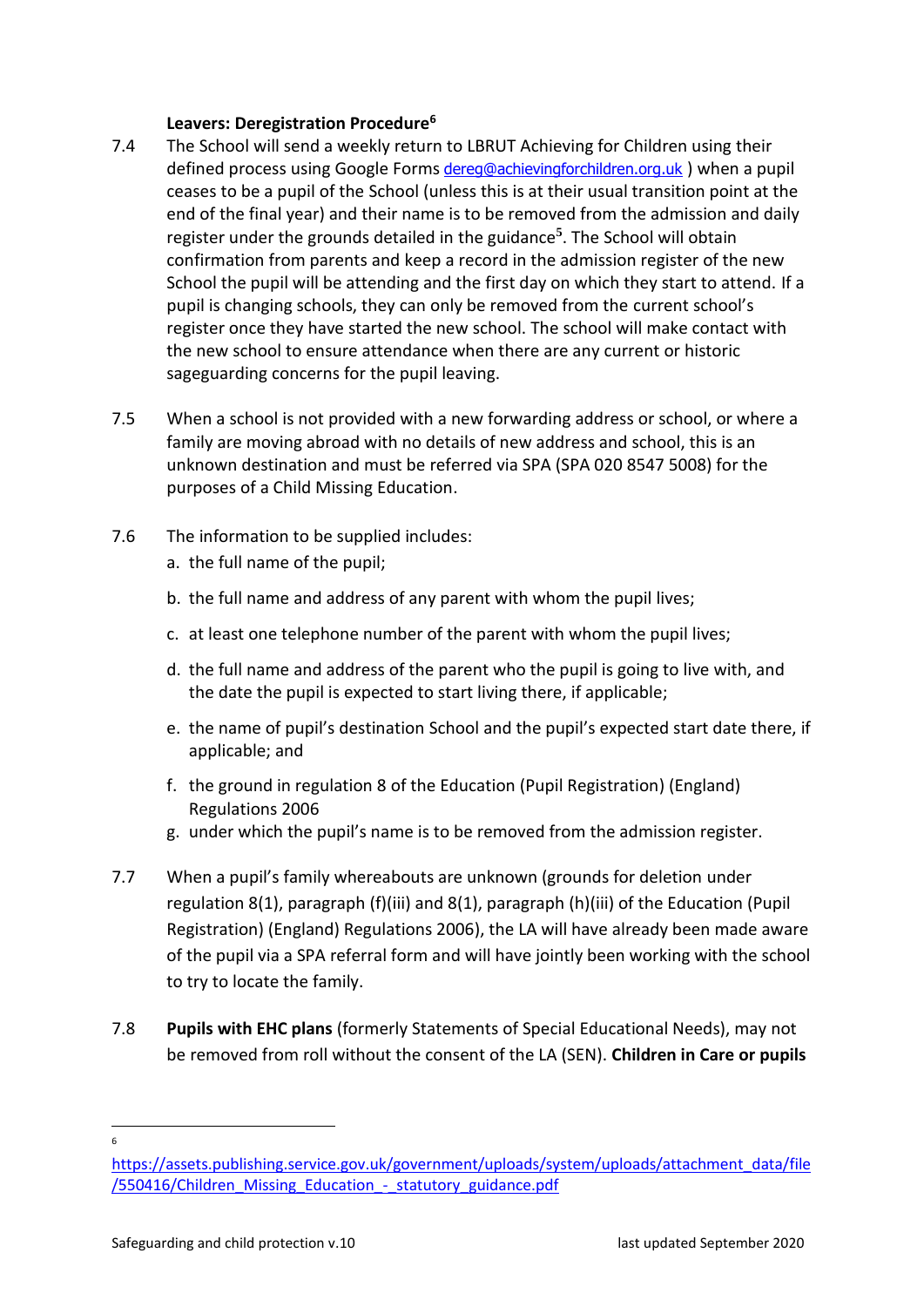**Leavers: Deregistration Procedure[6]**

7.4 The School will send a weekly return to LBRUT Achieving for Children using their defined process using Google Forms dereg@achievingforchildren.org.uk ) when a pupil ceases to be a pupil of the School (unless this is at their usual transition point at the end of the final year) and their name is to be removed from the admission and daily register under the grounds detailed in the guidance[5]. The School will obtain confirmation from parents and keep a record in the admission register of the new School the pupil will be attending and the first day on which they start to attend. If a pupil is changing schools, they can only be removed from the current school's register once they have started the new school. The school will make contact with the new school to ensure attendance when there are any current or historic sageguarding concerns for the pupil leaving.

7.5 When a school is not provided with a new forwarding address or school, or where a family are moving abroad with no details of new address and school, this is an unknown destination and must be referred via SPA (SPA 020 8547 5008) for the purposes of a Child Missing Education.

7.6 The information to be supplied includes:

a. the full name of the pupil;

b. the full name and address of any parent with whom the pupil lives;

c. at least one telephone number of the parent with whom the pupil lives;

d. the full name and address of the parent who the pupil is going to live with, and the date the pupil is expected to start living there, if applicable;

e. the name of pupil's destination School and the pupil's expected start date there, if applicable; and

f. the ground in regulation 8 of the Education (Pupil Registration) (England) Regulations 2006

g. under which the pupil's name is to be removed from the admission register.

7.7 When a pupil's family whereabouts are unknown (grounds for deletion under regulation 8(1), paragraph (f)(iii) and 8(1), paragraph (h)(iii) of the Education (Pupil Registration) (England) Regulations 2006), the LA will have already been made aware of the pupil via a SPA referral form and will have jointly been working with the school to try to locate the family.

7.8 **Pupils with EHC plans** (formerly Statements of Special Educational Needs), may not be removed from roll without the consent of the LA (SEN). **Children in Care or pupils**

---

[6] https://assets.publishing.service.gov.uk/government/uploads/system/uploads/attachment_data/file/550416/Children_Missing_Education_-_statutory_guidance.pdf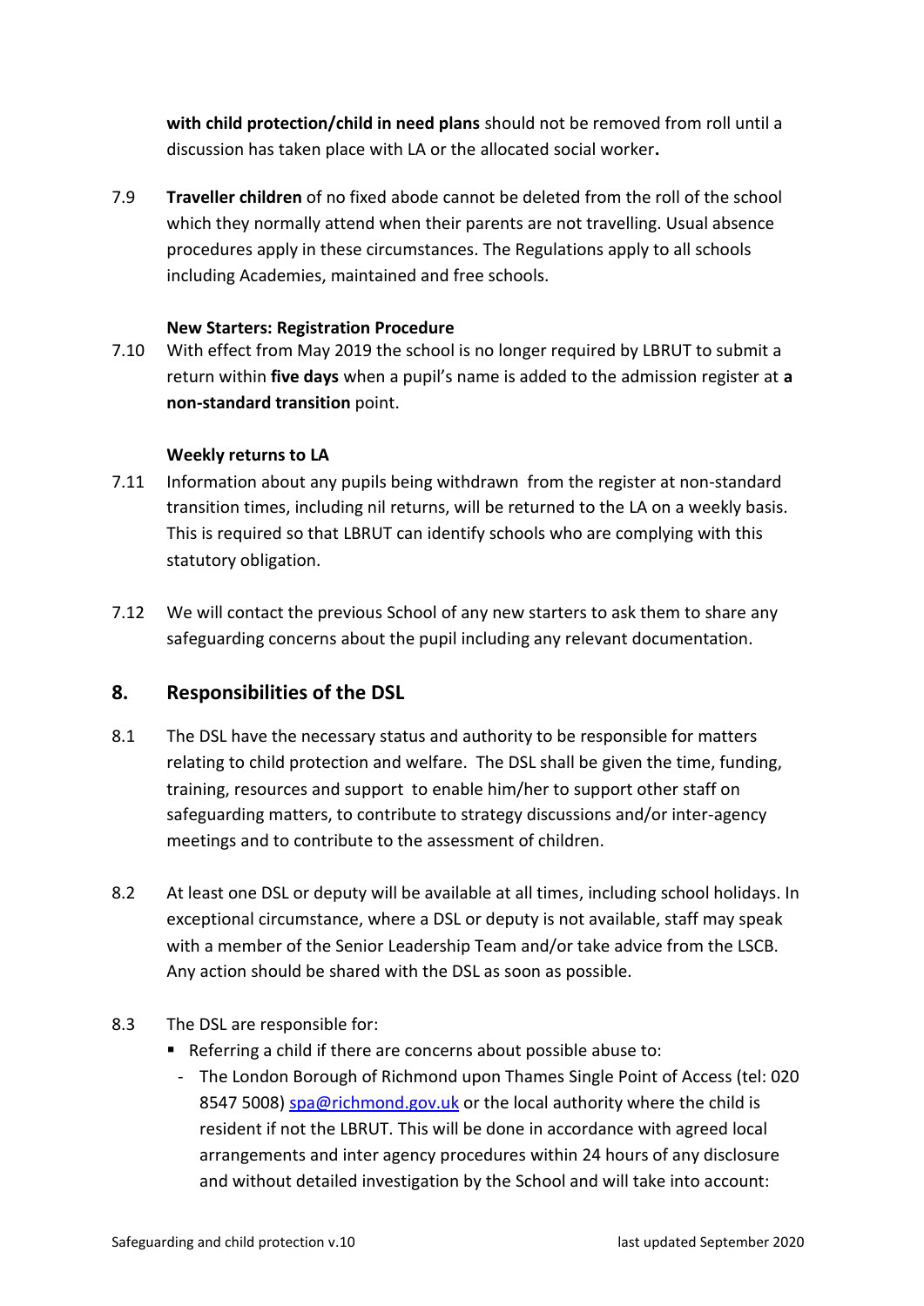**with child protection/child in need plans** should not be removed from roll until a discussion has taken place with LA or the allocated social worker**.**

7.9 **Traveller children** of no fixed abode cannot be deleted from the roll of the school which they normally attend when their parents are not travelling. Usual absence procedures apply in these circumstances. The Regulations apply to all schools including Academies, maintained and free schools.

**New Starters: Registration Procedure**

7.10 With effect from May 2019 the school is no longer required by LBRUT to submit a return within **five days** when a pupil's name is added to the admission register at **a non-standard transition** point.

**Weekly returns to LA**

7.11 Information about any pupils being withdrawn from the register at non-standard transition times, including nil returns, will be returned to the LA on a weekly basis. This is required so that LBRUT can identify schools who are complying with this statutory obligation.

7.12 We will contact the previous School of any new starters to ask them to share any safeguarding concerns about the pupil including any relevant documentation.

## 8. Responsibilities of the DSL

8.1 The DSL have the necessary status and authority to be responsible for matters relating to child protection and welfare. The DSL shall be given the time, funding, training, resources and support to enable him/her to support other staff on safeguarding matters, to contribute to strategy discussions and/or inter-agency meetings and to contribute to the assessment of children.

8.2 At least one DSL or deputy will be available at all times, including school holidays. In exceptional circumstance, where a DSL or deputy is not available, staff may speak with a member of the Senior Leadership Team and/or take advice from the LSCB. Any action should be shared with the DSL as soon as possible.

8.3 The DSL are responsible for:

- Referring a child if there are concerns about possible abuse to:
  - The London Borough of Richmond upon Thames Single Point of Access (tel: 020 8547 5008) spa@richmond.gov.uk or the local authority where the child is resident if not the LBRUT. This will be done in accordance with agreed local arrangements and inter agency procedures within 24 hours of any disclosure and without detailed investigation by the School and will take into account: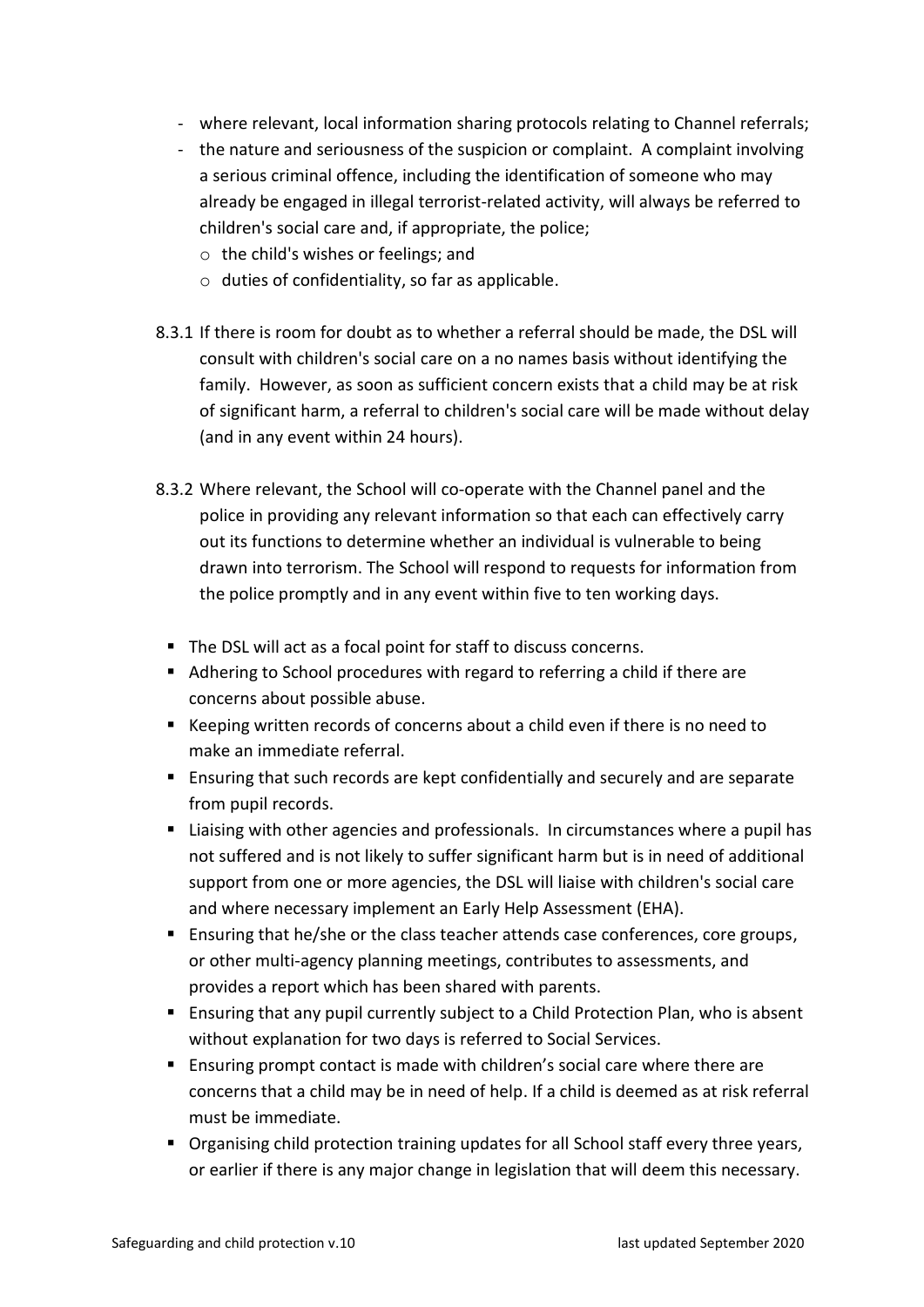- where relevant, local information sharing protocols relating to Channel referrals;
- the nature and seriousness of the suspicion or complaint. A complaint involving a serious criminal offence, including the identification of someone who may already be engaged in illegal terrorist-related activity, will always be referred to children's social care and, if appropriate, the police;
  - the child's wishes or feelings; and
  - duties of confidentiality, so far as applicable.

8.3.1 If there is room for doubt as to whether a referral should be made, the DSL will consult with children's social care on a no names basis without identifying the family. However, as soon as sufficient concern exists that a child may be at risk of significant harm, a referral to children's social care will be made without delay (and in any event within 24 hours).

8.3.2 Where relevant, the School will co-operate with the Channel panel and the police in providing any relevant information so that each can effectively carry out its functions to determine whether an individual is vulnerable to being drawn into terrorism. The School will respond to requests for information from the police promptly and in any event within five to ten working days.

- The DSL will act as a focal point for staff to discuss concerns.
- Adhering to School procedures with regard to referring a child if there are concerns about possible abuse.
- Keeping written records of concerns about a child even if there is no need to make an immediate referral.
- Ensuring that such records are kept confidentially and securely and are separate from pupil records.
- Liaising with other agencies and professionals. In circumstances where a pupil has not suffered and is not likely to suffer significant harm but is in need of additional support from one or more agencies, the DSL will liaise with children's social care and where necessary implement an Early Help Assessment (EHA).
- Ensuring that he/she or the class teacher attends case conferences, core groups, or other multi-agency planning meetings, contributes to assessments, and provides a report which has been shared with parents.
- Ensuring that any pupil currently subject to a Child Protection Plan, who is absent without explanation for two days is referred to Social Services.
- Ensuring prompt contact is made with children's social care where there are concerns that a child may be in need of help. If a child is deemed as at risk referral must be immediate.
- Organising child protection training updates for all School staff every three years, or earlier if there is any major change in legislation that will deem this necessary.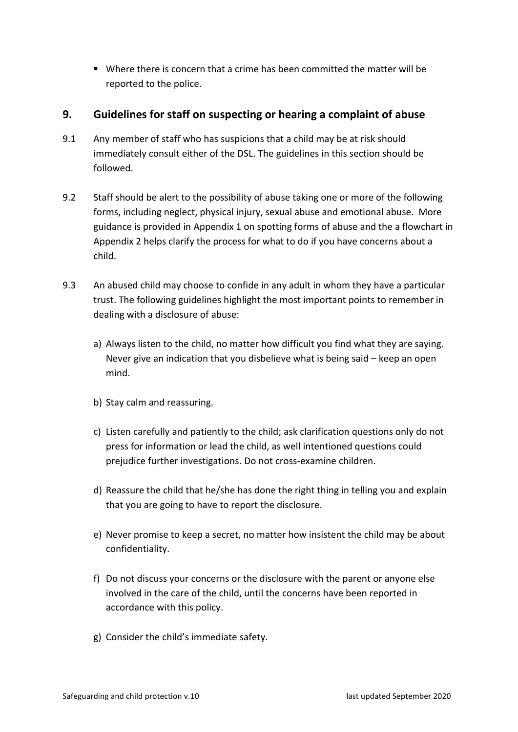- Where there is concern that a crime has been committed the matter will be reported to the police.

## 9. Guidelines for staff on suspecting or hearing a complaint of abuse

9.1 Any member of staff who has suspicions that a child may be at risk should immediately consult either of the DSL. The guidelines in this section should be followed.

9.2 Staff should be alert to the possibility of abuse taking one or more of the following forms, including neglect, physical injury, sexual abuse and emotional abuse. More guidance is provided in Appendix 1 on spotting forms of abuse and the a flowchart in Appendix 2 helps clarify the process for what to do if you have concerns about a child.

9.3 An abused child may choose to confide in any adult in whom they have a particular trust. The following guidelines highlight the most important points to remember in dealing with a disclosure of abuse:

a) Always listen to the child, no matter how difficult you find what they are saying. Never give an indication that you disbelieve what is being said – keep an open mind.

b) Stay calm and reassuring.

c) Listen carefully and patiently to the child; ask clarification questions only do not press for information or lead the child, as well intentioned questions could prejudice further investigations. Do not cross-examine children.

d) Reassure the child that he/she has done the right thing in telling you and explain that you are going to have to report the disclosure.

e) Never promise to keep a secret, no matter how insistent the child may be about confidentiality.

f) Do not discuss your concerns or the disclosure with the parent or anyone else involved in the care of the child, until the concerns have been reported in accordance with this policy.

g) Consider the child's immediate safety.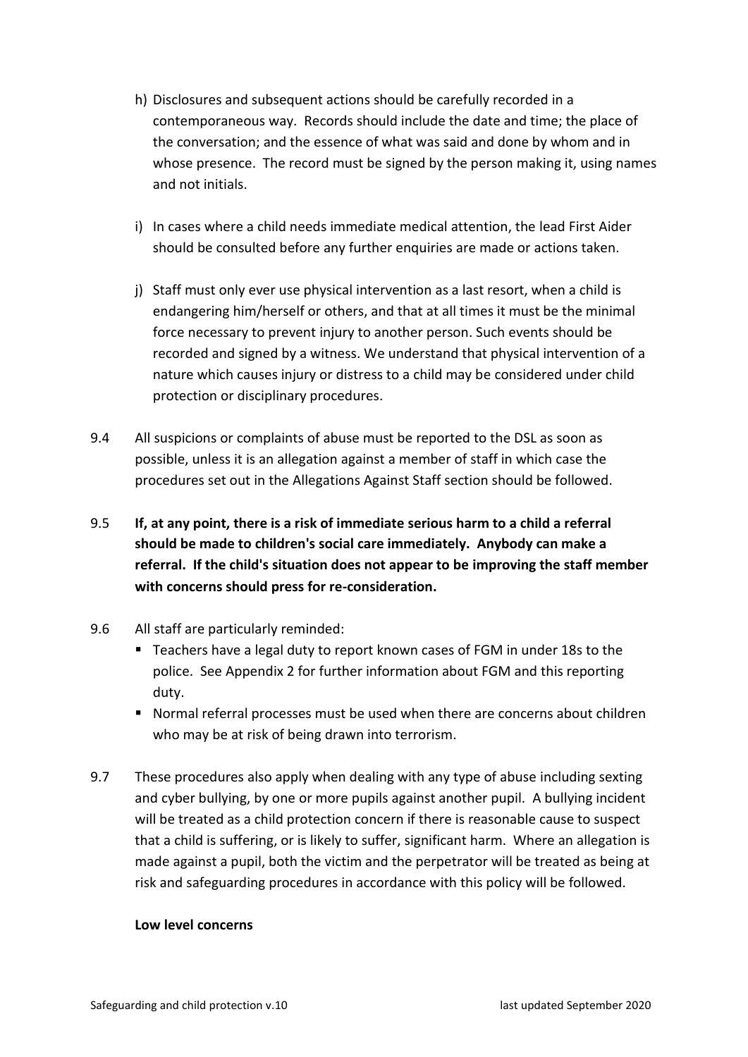h) Disclosures and subsequent actions should be carefully recorded in a contemporaneous way. Records should include the date and time; the place of the conversation; and the essence of what was said and done by whom and in whose presence. The record must be signed by the person making it, using names and not initials.

i) In cases where a child needs immediate medical attention, the lead First Aider should be consulted before any further enquiries are made or actions taken.

j) Staff must only ever use physical intervention as a last resort, when a child is endangering him/herself or others, and that at all times it must be the minimal force necessary to prevent injury to another person. Such events should be recorded and signed by a witness. We understand that physical intervention of a nature which causes injury or distress to a child may be considered under child protection or disciplinary procedures.

9.4 All suspicions or complaints of abuse must be reported to the DSL as soon as possible, unless it is an allegation against a member of staff in which case the procedures set out in the Allegations Against Staff section should be followed.

9.5 **If, at any point, there is a risk of immediate serious harm to a child a referral should be made to children's social care immediately. Anybody can make a referral. If the child's situation does not appear to be improving the staff member with concerns should press for re-consideration.**

9.6 All staff are particularly reminded:

- Teachers have a legal duty to report known cases of FGM in under 18s to the police. See Appendix 2 for further information about FGM and this reporting duty.
- Normal referral processes must be used when there are concerns about children who may be at risk of being drawn into terrorism.

9.7 These procedures also apply when dealing with any type of abuse including sexting and cyber bullying, by one or more pupils against another pupil. A bullying incident will be treated as a child protection concern if there is reasonable cause to suspect that a child is suffering, or is likely to suffer, significant harm. Where an allegation is made against a pupil, both the victim and the perpetrator will be treated as being at risk and safeguarding procedures in accordance with this policy will be followed.

**Low level concerns**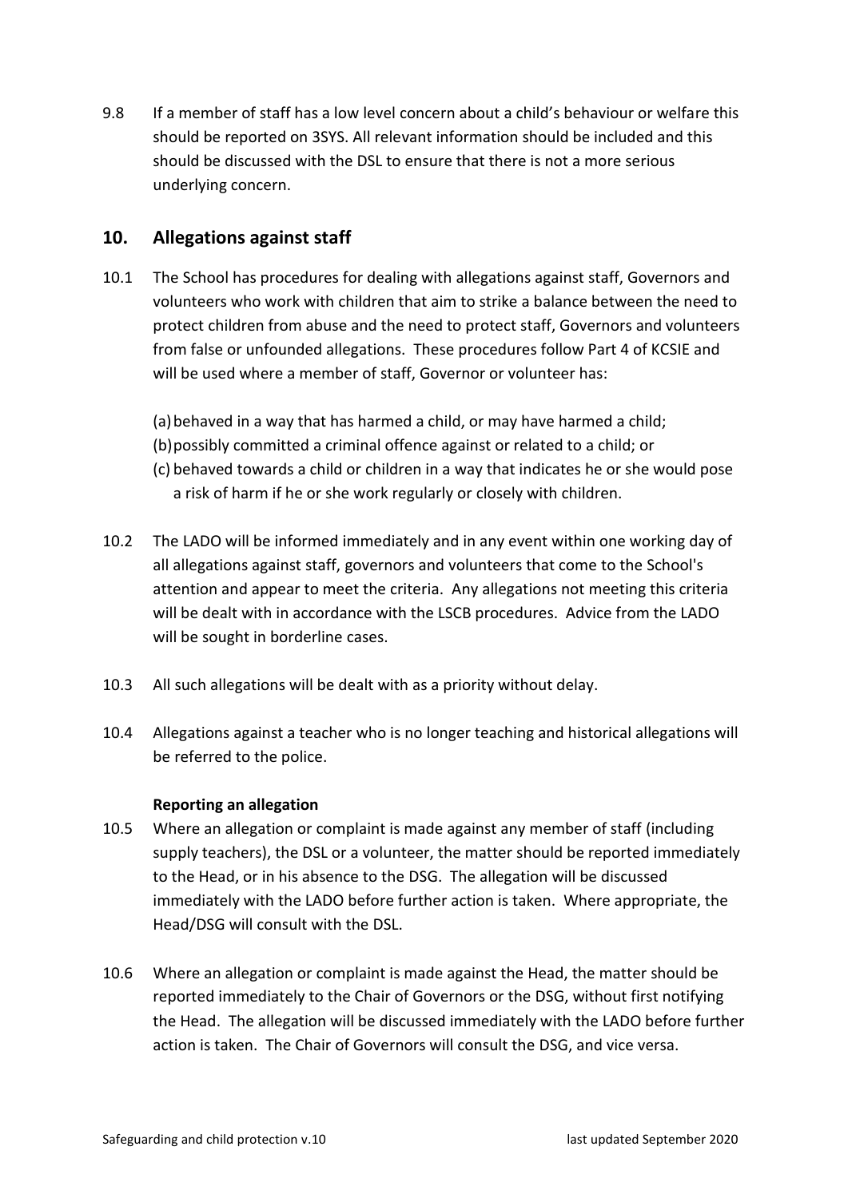9.8 If a member of staff has a low level concern about a child's behaviour or welfare this should be reported on 3SYS. All relevant information should be included and this should be discussed with the DSL to ensure that there is not a more serious underlying concern.

## 10. Allegations against staff

10.1 The School has procedures for dealing with allegations against staff, Governors and volunteers who work with children that aim to strike a balance between the need to protect children from abuse and the need to protect staff, Governors and volunteers from false or unfounded allegations. These procedures follow Part 4 of KCSIE and will be used where a member of staff, Governor or volunteer has:

(a) behaved in a way that has harmed a child, or may have harmed a child;
(b) possibly committed a criminal offence against or related to a child; or
(c) behaved towards a child or children in a way that indicates he or she would pose a risk of harm if he or she work regularly or closely with children.

10.2 The LADO will be informed immediately and in any event within one working day of all allegations against staff, governors and volunteers that come to the School's attention and appear to meet the criteria. Any allegations not meeting this criteria will be dealt with in accordance with the LSCB procedures. Advice from the LADO will be sought in borderline cases.

10.3 All such allegations will be dealt with as a priority without delay.

10.4 Allegations against a teacher who is no longer teaching and historical allegations will be referred to the police.

**Reporting an allegation**

10.5 Where an allegation or complaint is made against any member of staff (including supply teachers), the DSL or a volunteer, the matter should be reported immediately to the Head, or in his absence to the DSG. The allegation will be discussed immediately with the LADO before further action is taken. Where appropriate, the Head/DSG will consult with the DSL.

10.6 Where an allegation or complaint is made against the Head, the matter should be reported immediately to the Chair of Governors or the DSG, without first notifying the Head. The allegation will be discussed immediately with the LADO before further action is taken. The Chair of Governors will consult the DSG, and vice versa.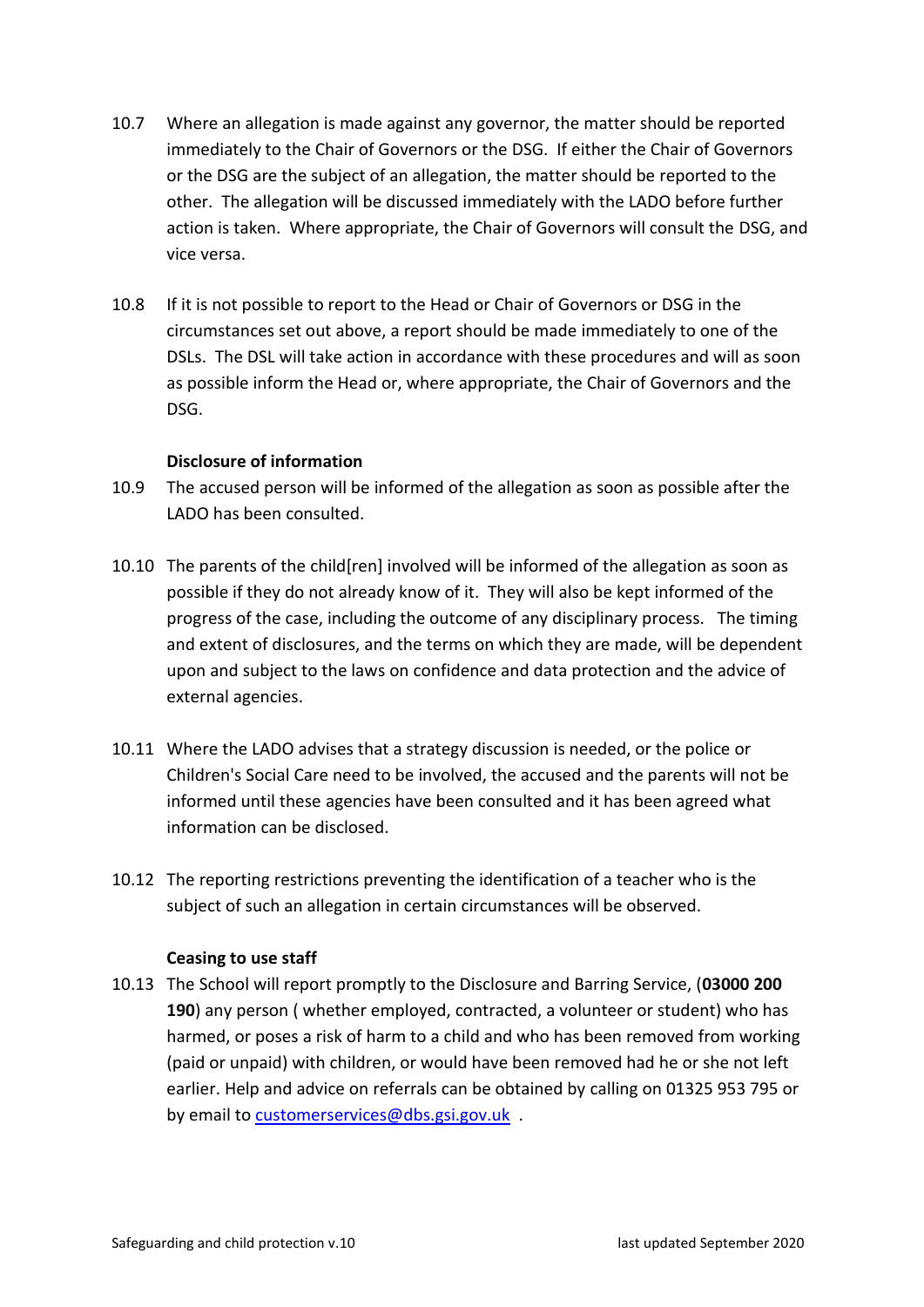10.7 Where an allegation is made against any governor, the matter should be reported immediately to the Chair of Governors or the DSG. If either the Chair of Governors or the DSG are the subject of an allegation, the matter should be reported to the other. The allegation will be discussed immediately with the LADO before further action is taken. Where appropriate, the Chair of Governors will consult the DSG, and vice versa.

10.8 If it is not possible to report to the Head or Chair of Governors or DSG in the circumstances set out above, a report should be made immediately to one of the DSLs. The DSL will take action in accordance with these procedures and will as soon as possible inform the Head or, where appropriate, the Chair of Governors and the DSG.

**Disclosure of information**

10.9 The accused person will be informed of the allegation as soon as possible after the LADO has been consulted.

10.10 The parents of the child[ren] involved will be informed of the allegation as soon as possible if they do not already know of it. They will also be kept informed of the progress of the case, including the outcome of any disciplinary process. The timing and extent of disclosures, and the terms on which they are made, will be dependent upon and subject to the laws on confidence and data protection and the advice of external agencies.

10.11 Where the LADO advises that a strategy discussion is needed, or the police or Children's Social Care need to be involved, the accused and the parents will not be informed until these agencies have been consulted and it has been agreed what information can be disclosed.

10.12 The reporting restrictions preventing the identification of a teacher who is the subject of such an allegation in certain circumstances will be observed.

**Ceasing to use staff**

10.13 The School will report promptly to the Disclosure and Barring Service, (**03000 200 190**) any person ( whether employed, contracted, a volunteer or student) who has harmed, or poses a risk of harm to a child and who has been removed from working (paid or unpaid) with children, or would have been removed had he or she not left earlier. Help and advice on referrals can be obtained by calling on 01325 953 795 or by email to customerservices@dbs.gsi.gov.uk .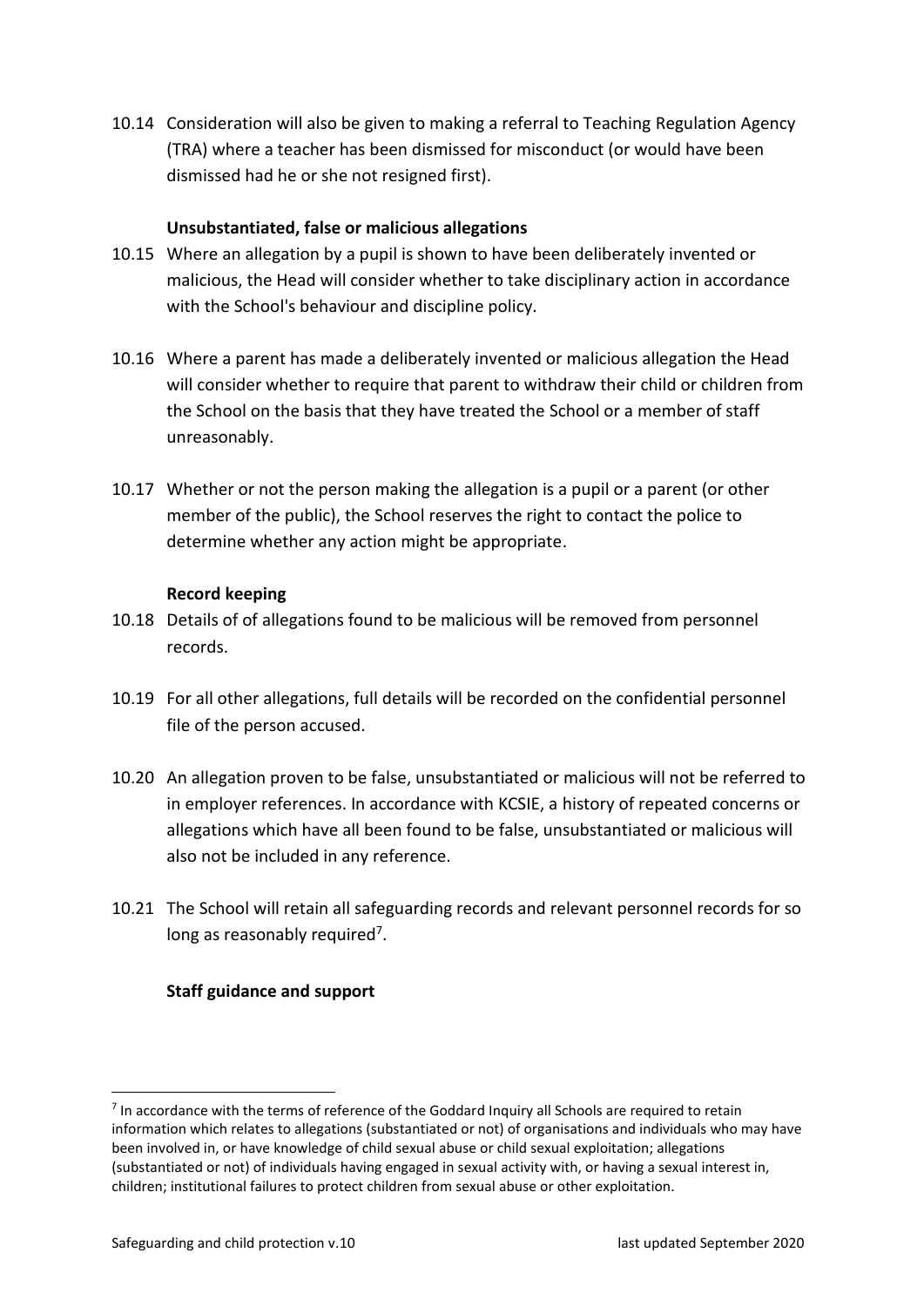10.14 Consideration will also be given to making a referral to Teaching Regulation Agency (TRA) where a teacher has been dismissed for misconduct (or would have been dismissed had he or she not resigned first).

**Unsubstantiated, false or malicious allegations**

10.15 Where an allegation by a pupil is shown to have been deliberately invented or malicious, the Head will consider whether to take disciplinary action in accordance with the School's behaviour and discipline policy.

10.16 Where a parent has made a deliberately invented or malicious allegation the Head will consider whether to require that parent to withdraw their child or children from the School on the basis that they have treated the School or a member of staff unreasonably.

10.17 Whether or not the person making the allegation is a pupil or a parent (or other member of the public), the School reserves the right to contact the police to determine whether any action might be appropriate.

**Record keeping**

10.18 Details of of allegations found to be malicious will be removed from personnel records.

10.19 For all other allegations, full details will be recorded on the confidential personnel file of the person accused.

10.20 An allegation proven to be false, unsubstantiated or malicious will not be referred to in employer references. In accordance with KCSIE, a history of repeated concerns or allegations which have all been found to be false, unsubstantiated or malicious will also not be included in any reference.

10.21 The School will retain all safeguarding records and relevant personnel records for so long as reasonably required[7].

**Staff guidance and support**

[7] In accordance with the terms of reference of the Goddard Inquiry all Schools are required to retain information which relates to allegations (substantiated or not) of organisations and individuals who may have been involved in, or have knowledge of child sexual abuse or child sexual exploitation; allegations (substantiated or not) of individuals having engaged in sexual activity with, or having a sexual interest in, children; institutional failures to protect children from sexual abuse or other exploitation.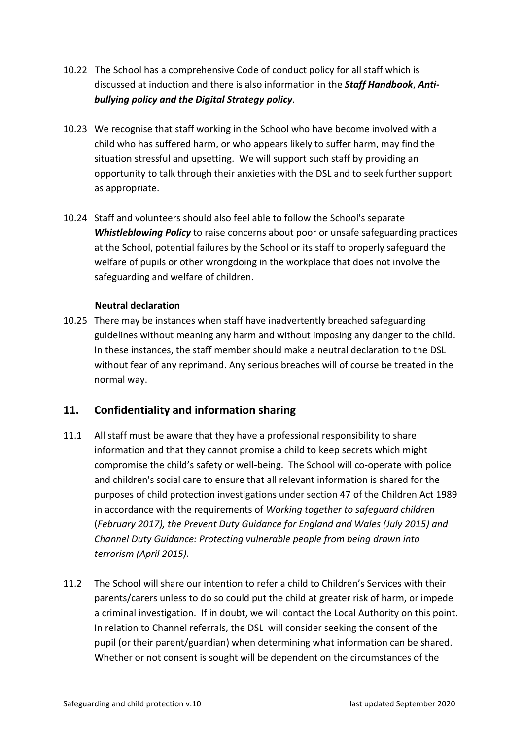10.22 The School has a comprehensive Code of conduct policy for all staff which is discussed at induction and there is also information in the ***Staff Handbook***, ***Anti-bullying policy and the Digital Strategy policy***.

10.23 We recognise that staff working in the School who have become involved with a child who has suffered harm, or who appears likely to suffer harm, may find the situation stressful and upsetting. We will support such staff by providing an opportunity to talk through their anxieties with the DSL and to seek further support as appropriate.

10.24 Staff and volunteers should also feel able to follow the School's separate ***Whistleblowing Policy*** to raise concerns about poor or unsafe safeguarding practices at the School, potential failures by the School or its staff to properly safeguard the welfare of pupils or other wrongdoing in the workplace that does not involve the safeguarding and welfare of children.

**Neutral declaration**

10.25 There may be instances when staff have inadvertently breached safeguarding guidelines without meaning any harm and without imposing any danger to the child. In these instances, the staff member should make a neutral declaration to the DSL without fear of any reprimand. Any serious breaches will of course be treated in the normal way.

## 11. Confidentiality and information sharing

11.1 All staff must be aware that they have a professional responsibility to share information and that they cannot promise a child to keep secrets which might compromise the child's safety or well-being. The School will co-operate with police and children's social care to ensure that all relevant information is shared for the purposes of child protection investigations under section 47 of the Children Act 1989 in accordance with the requirements of *Working together to safeguard children* (*February 2017), the Prevent Duty Guidance for England and Wales (July 2015) and Channel Duty Guidance: Protecting vulnerable people from being drawn into terrorism (April 2015).*

11.2 The School will share our intention to refer a child to Children's Services with their parents/carers unless to do so could put the child at greater risk of harm, or impede a criminal investigation. If in doubt, we will contact the Local Authority on this point. In relation to Channel referrals, the DSL will consider seeking the consent of the pupil (or their parent/guardian) when determining what information can be shared. Whether or not consent is sought will be dependent on the circumstances of the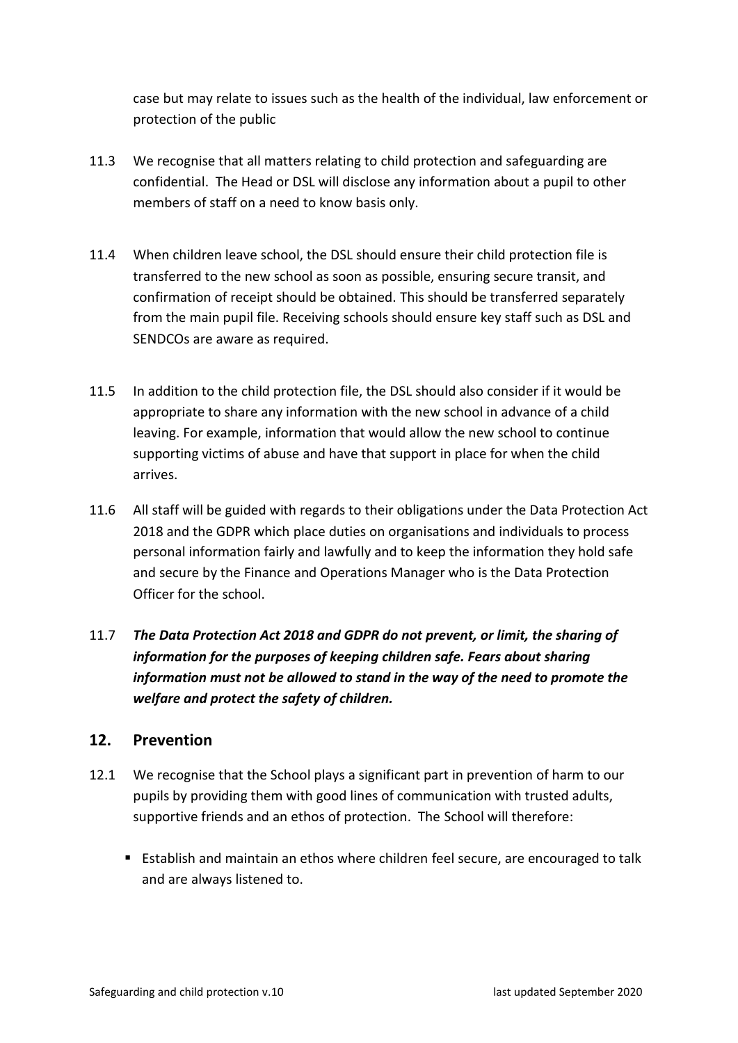case but may relate to issues such as the health of the individual, law enforcement or protection of the public

11.3 We recognise that all matters relating to child protection and safeguarding are confidential. The Head or DSL will disclose any information about a pupil to other members of staff on a need to know basis only.

11.4 When children leave school, the DSL should ensure their child protection file is transferred to the new school as soon as possible, ensuring secure transit, and confirmation of receipt should be obtained. This should be transferred separately from the main pupil file. Receiving schools should ensure key staff such as DSL and SENDCOs are aware as required.

11.5 In addition to the child protection file, the DSL should also consider if it would be appropriate to share any information with the new school in advance of a child leaving. For example, information that would allow the new school to continue supporting victims of abuse and have that support in place for when the child arrives.

11.6 All staff will be guided with regards to their obligations under the Data Protection Act 2018 and the GDPR which place duties on organisations and individuals to process personal information fairly and lawfully and to keep the information they hold safe and secure by the Finance and Operations Manager who is the Data Protection Officer for the school.

11.7 ***The Data Protection Act 2018 and GDPR do not prevent, or limit, the sharing of information for the purposes of keeping children safe. Fears about sharing information must not be allowed to stand in the way of the need to promote the welfare and protect the safety of children.***

## 12. Prevention

12.1 We recognise that the School plays a significant part in prevention of harm to our pupils by providing them with good lines of communication with trusted adults, supportive friends and an ethos of protection. The School will therefore:

- Establish and maintain an ethos where children feel secure, are encouraged to talk and are always listened to.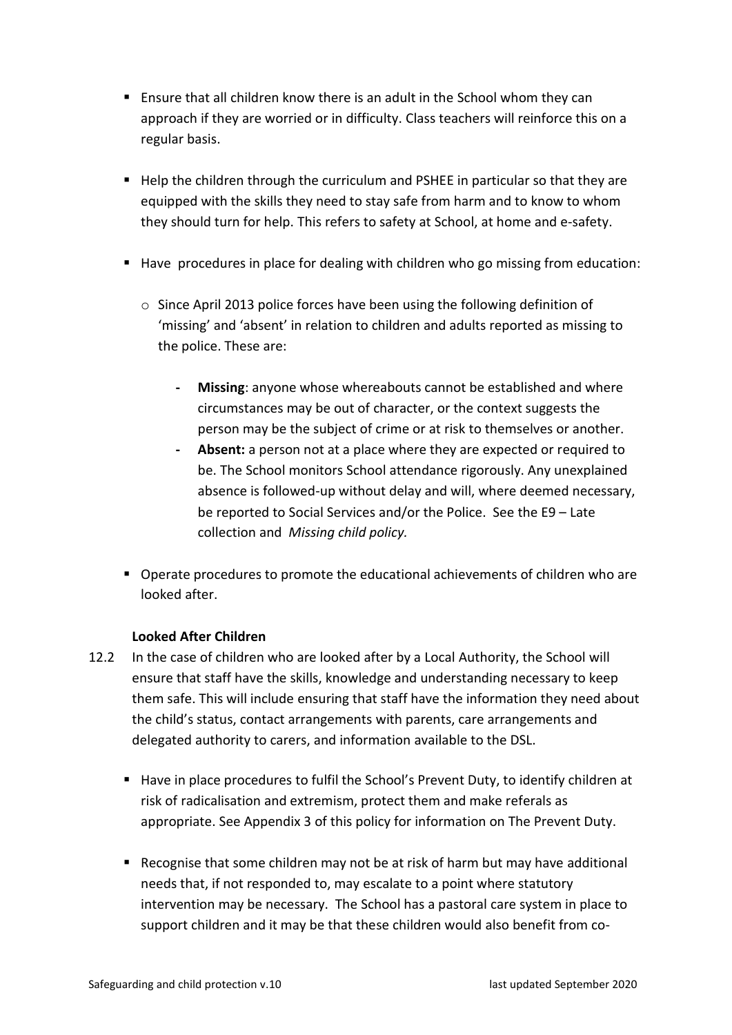- Ensure that all children know there is an adult in the School whom they can approach if they are worried or in difficulty. Class teachers will reinforce this on a regular basis.

- Help the children through the curriculum and PSHEE in particular so that they are equipped with the skills they need to stay safe from harm and to know to whom they should turn for help. This refers to safety at School, at home and e-safety.

- Have procedures in place for dealing with children who go missing from education:

  - Since April 2013 police forces have been using the following definition of 'missing' and 'absent' in relation to children and adults reported as missing to the police. These are:

    - **Missing**: anyone whose whereabouts cannot be established and where circumstances may be out of character, or the context suggests the person may be the subject of crime or at risk to themselves or another.
    - **Absent:** a person not at a place where they are expected or required to be. The School monitors School attendance rigorously. Any unexplained absence is followed-up without delay and will, where deemed necessary, be reported to Social Services and/or the Police. See the E9 – Late collection and *Missing child policy.*

- Operate procedures to promote the educational achievements of children who are looked after.

**Looked After Children**

12.2 In the case of children who are looked after by a Local Authority, the School will ensure that staff have the skills, knowledge and understanding necessary to keep them safe. This will include ensuring that staff have the information they need about the child's status, contact arrangements with parents, care arrangements and delegated authority to carers, and information available to the DSL.

- Have in place procedures to fulfil the School's Prevent Duty, to identify children at risk of radicalisation and extremism, protect them and make referals as appropriate. See Appendix 3 of this policy for information on The Prevent Duty.

- Recognise that some children may not be at risk of harm but may have additional needs that, if not responded to, may escalate to a point where statutory intervention may be necessary. The School has a pastoral care system in place to support children and it may be that these children would also benefit from co-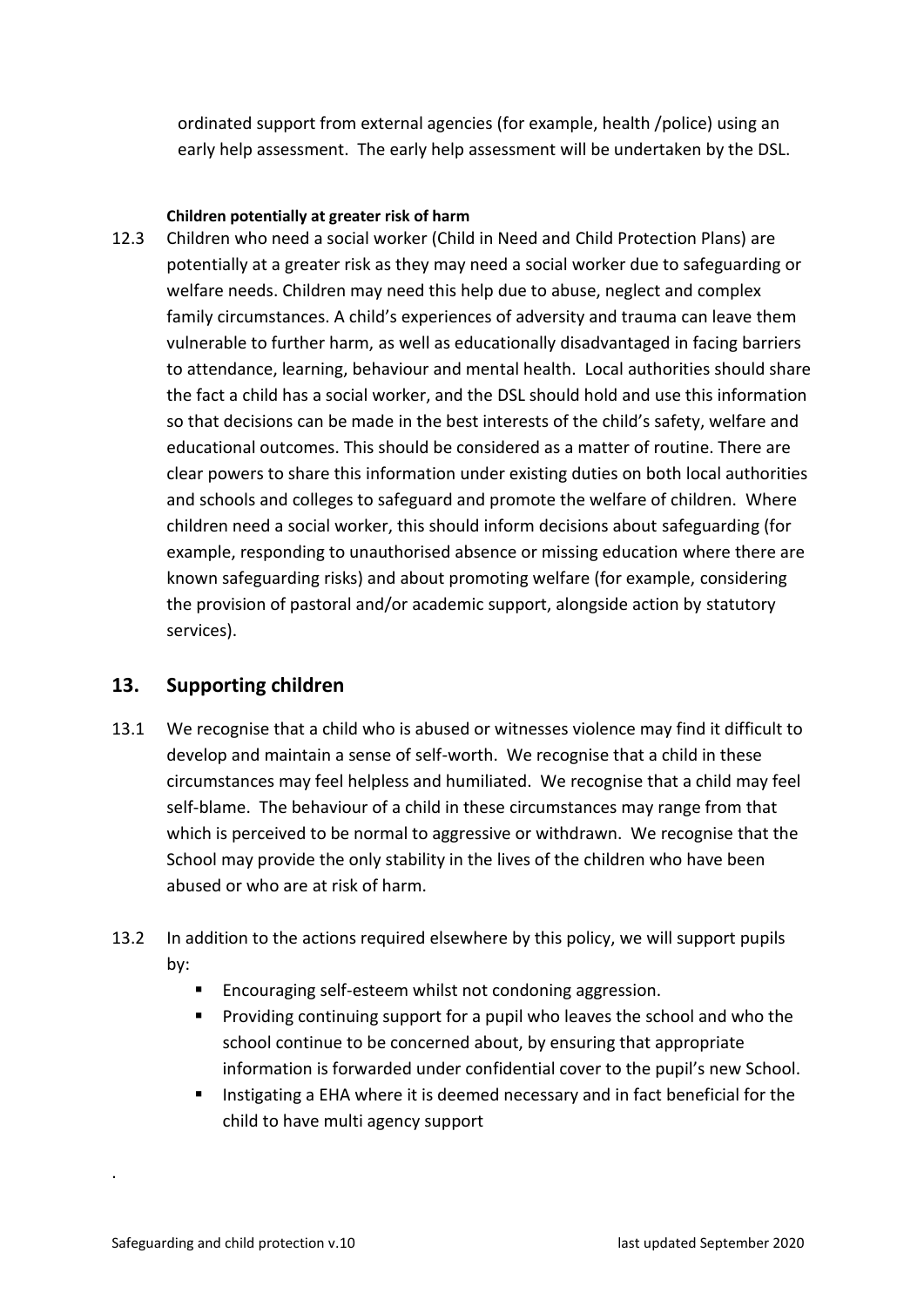ordinated support from external agencies (for example, health /police) using an early help assessment. The early help assessment will be undertaken by the DSL.

**Children potentially at greater risk of harm**

12.3 Children who need a social worker (Child in Need and Child Protection Plans) are potentially at a greater risk as they may need a social worker due to safeguarding or welfare needs. Children may need this help due to abuse, neglect and complex family circumstances. A child's experiences of adversity and trauma can leave them vulnerable to further harm, as well as educationally disadvantaged in facing barriers to attendance, learning, behaviour and mental health. Local authorities should share the fact a child has a social worker, and the DSL should hold and use this information so that decisions can be made in the best interests of the child's safety, welfare and educational outcomes. This should be considered as a matter of routine. There are clear powers to share this information under existing duties on both local authorities and schools and colleges to safeguard and promote the welfare of children. Where children need a social worker, this should inform decisions about safeguarding (for example, responding to unauthorised absence or missing education where there are known safeguarding risks) and about promoting welfare (for example, considering the provision of pastoral and/or academic support, alongside action by statutory services).

## 13. Supporting children

13.1 We recognise that a child who is abused or witnesses violence may find it difficult to develop and maintain a sense of self-worth. We recognise that a child in these circumstances may feel helpless and humiliated. We recognise that a child may feel self-blame. The behaviour of a child in these circumstances may range from that which is perceived to be normal to aggressive or withdrawn. We recognise that the School may provide the only stability in the lives of the children who have been abused or who are at risk of harm.

13.2 In addition to the actions required elsewhere by this policy, we will support pupils by:

- Encouraging self-esteem whilst not condoning aggression.
- Providing continuing support for a pupil who leaves the school and who the school continue to be concerned about, by ensuring that appropriate information is forwarded under confidential cover to the pupil's new School.
- Instigating a EHA where it is deemed necessary and in fact beneficial for the child to have multi agency support

.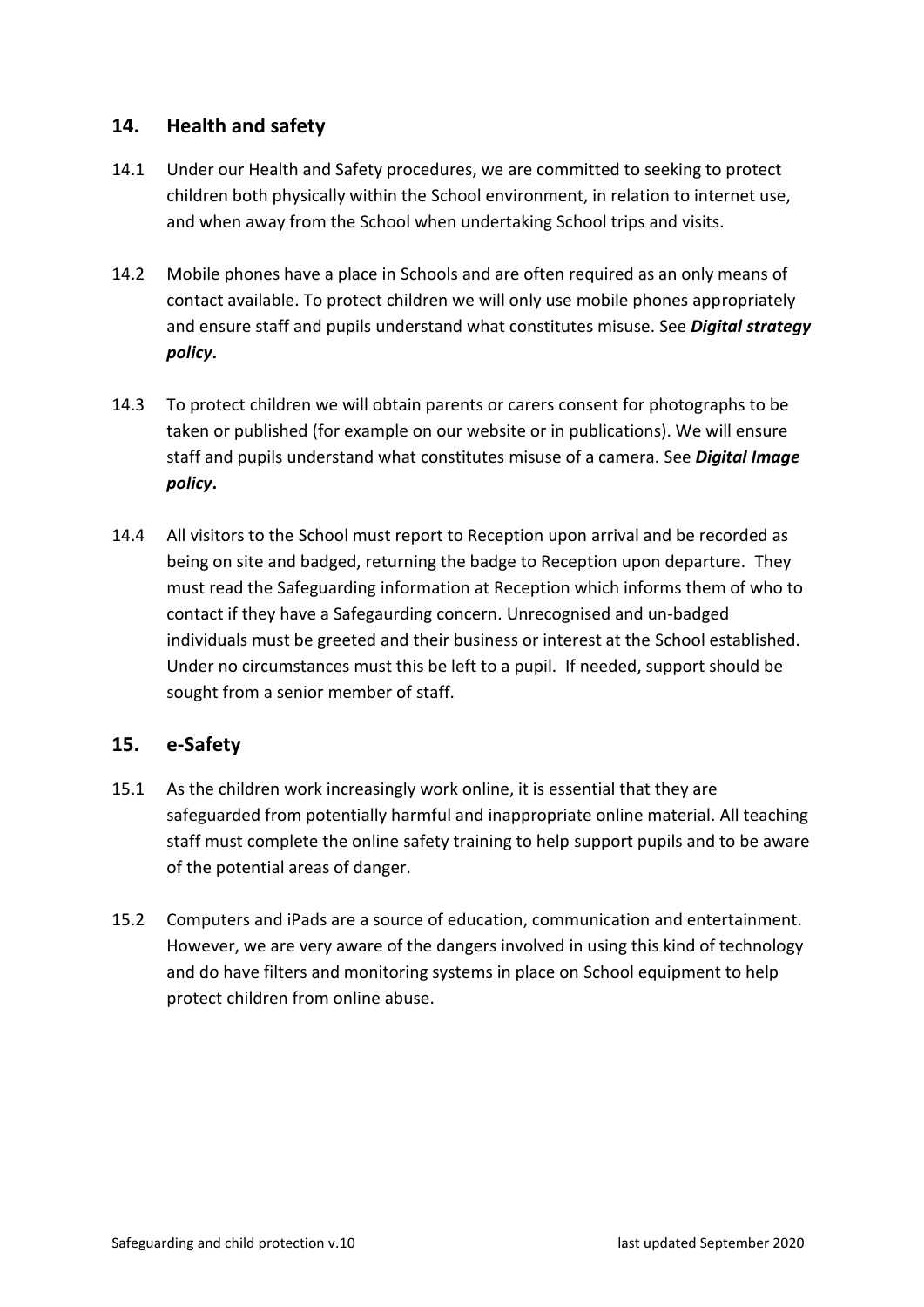## 14. Health and safety

14.1 Under our Health and Safety procedures, we are committed to seeking to protect children both physically within the School environment, in relation to internet use, and when away from the School when undertaking School trips and visits.

14.2 Mobile phones have a place in Schools and are often required as an only means of contact available. To protect children we will only use mobile phones appropriately and ensure staff and pupils understand what constitutes misuse. See ***Digital strategy policy*.**

14.3 To protect children we will obtain parents or carers consent for photographs to be taken or published (for example on our website or in publications). We will ensure staff and pupils understand what constitutes misuse of a camera. See ***Digital Image policy*.**

14.4 All visitors to the School must report to Reception upon arrival and be recorded as being on site and badged, returning the badge to Reception upon departure. They must read the Safeguarding information at Reception which informs them of who to contact if they have a Safegaurding concern. Unrecognised and un-badged individuals must be greeted and their business or interest at the School established. Under no circumstances must this be left to a pupil. If needed, support should be sought from a senior member of staff.

## 15. e-Safety

15.1 As the children work increasingly work online, it is essential that they are safeguarded from potentially harmful and inappropriate online material. All teaching staff must complete the online safety training to help support pupils and to be aware of the potential areas of danger.

15.2 Computers and iPads are a source of education, communication and entertainment. However, we are very aware of the dangers involved in using this kind of technology and do have filters and monitoring systems in place on School equipment to help protect children from online abuse.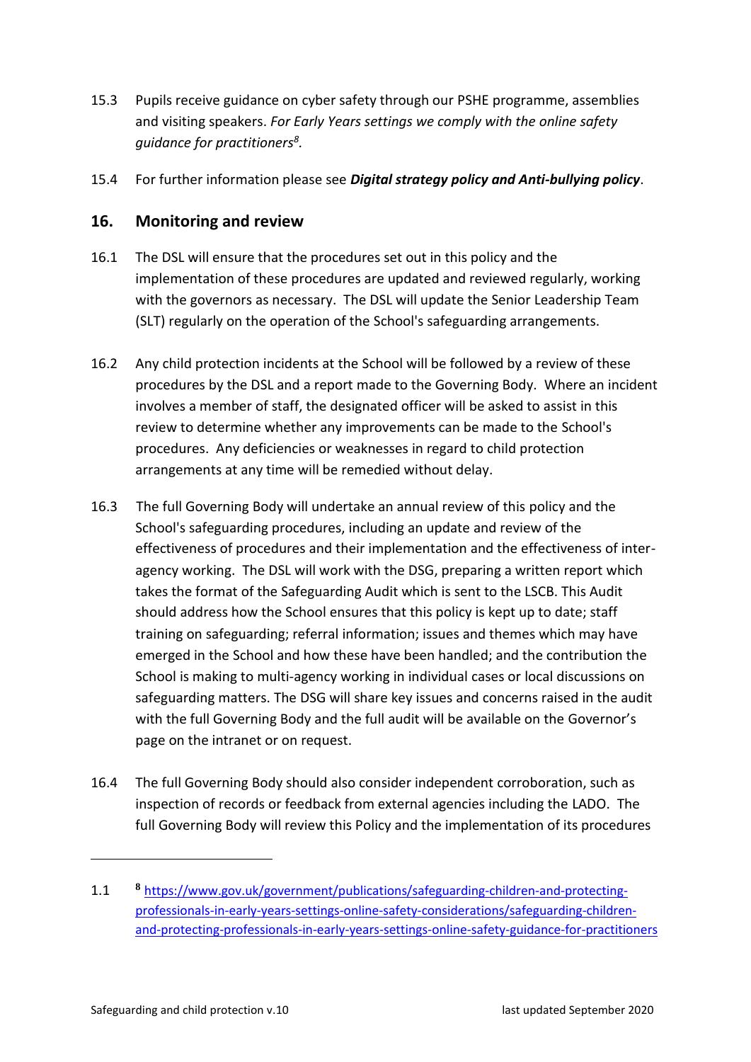15.3 Pupils receive guidance on cyber safety through our PSHE programme, assemblies and visiting speakers. *For Early Years settings we comply with the online safety guidance for practitioners[8].*

15.4 For further information please see ***Digital strategy policy and Anti-bullying policy***.

## 16. Monitoring and review

16.1 The DSL will ensure that the procedures set out in this policy and the implementation of these procedures are updated and reviewed regularly, working with the governors as necessary. The DSL will update the Senior Leadership Team (SLT) regularly on the operation of the School's safeguarding arrangements.

16.2 Any child protection incidents at the School will be followed by a review of these procedures by the DSL and a report made to the Governing Body. Where an incident involves a member of staff, the designated officer will be asked to assist in this review to determine whether any improvements can be made to the School's procedures. Any deficiencies or weaknesses in regard to child protection arrangements at any time will be remedied without delay.

16.3 The full Governing Body will undertake an annual review of this policy and the School's safeguarding procedures, including an update and review of the effectiveness of procedures and their implementation and the effectiveness of inter-agency working. The DSL will work with the DSG, preparing a written report which takes the format of the Safeguarding Audit which is sent to the LSCB. This Audit should address how the School ensures that this policy is kept up to date; staff training on safeguarding; referral information; issues and themes which may have emerged in the School and how these have been handled; and the contribution the School is making to multi-agency working in individual cases or local discussions on safeguarding matters. The DSG will share key issues and concerns raised in the audit with the full Governing Body and the full audit will be available on the Governor's page on the intranet or on request.

16.4 The full Governing Body should also consider independent corroboration, such as inspection of records or feedback from external agencies including the LADO. The full Governing Body will review this Policy and the implementation of its procedures

---

1.1 [8] https://www.gov.uk/government/publications/safeguarding-children-and-protecting-professionals-in-early-years-settings-online-safety-considerations/safeguarding-children-and-protecting-professionals-in-early-years-settings-online-safety-guidance-for-practitioners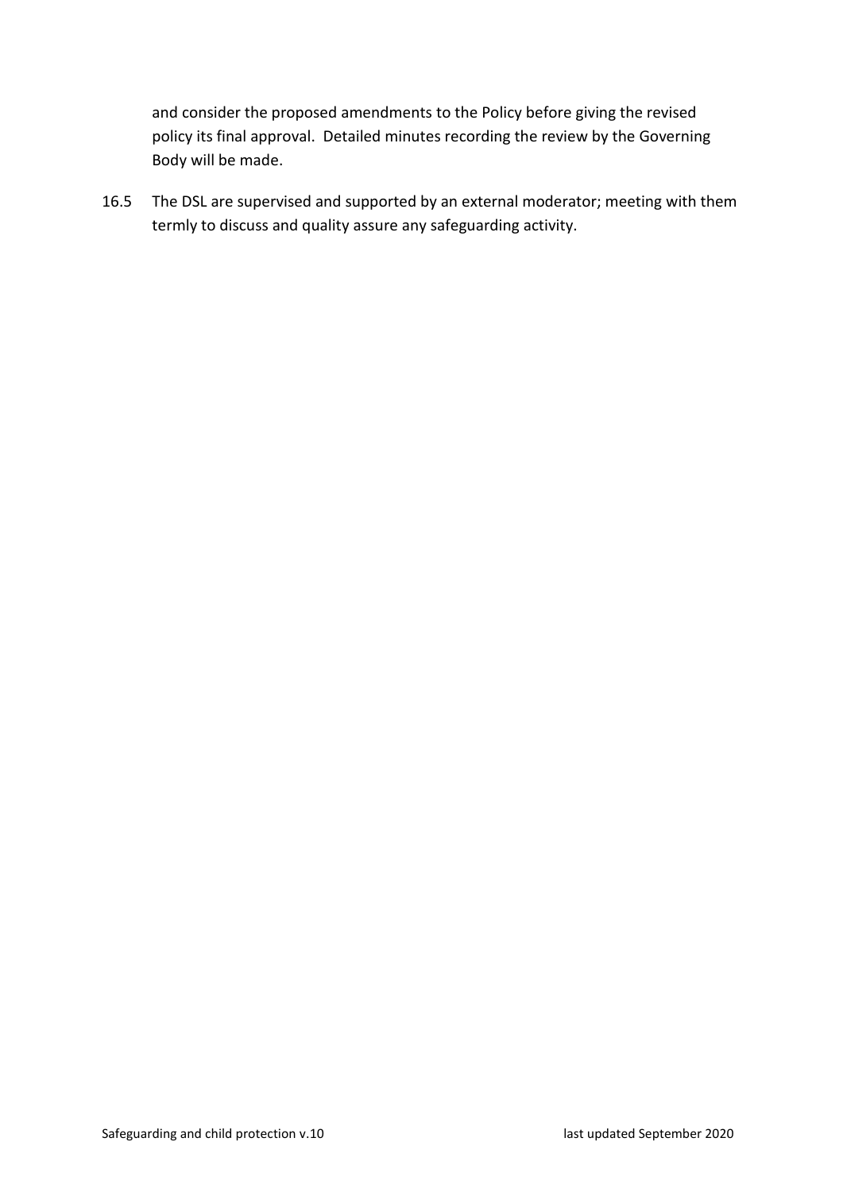and consider the proposed amendments to the Policy before giving the revised policy its final approval. Detailed minutes recording the review by the Governing Body will be made.

16.5 The DSL are supervised and supported by an external moderator; meeting with them termly to discuss and quality assure any safeguarding activity.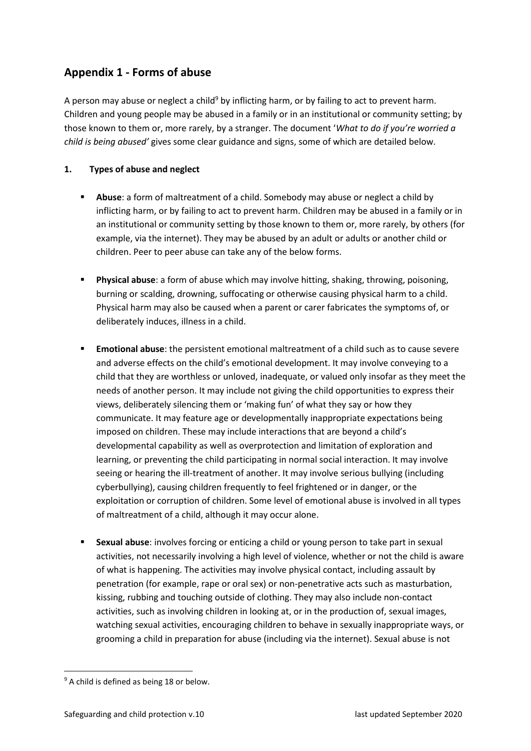## Appendix 1 - Forms of abuse

A person may abuse or neglect a child[9] by inflicting harm, or by failing to act to prevent harm. Children and young people may be abused in a family or in an institutional or community setting; by those known to them or, more rarely, by a stranger. The document '*What to do if you're worried a child is being abused'* gives some clear guidance and signs, some of which are detailed below.

### 1. Types of abuse and neglect

- **Abuse**: a form of maltreatment of a child. Somebody may abuse or neglect a child by inflicting harm, or by failing to act to prevent harm. Children may be abused in a family or in an institutional or community setting by those known to them or, more rarely, by others (for example, via the internet). They may be abused by an adult or adults or another child or children. Peer to peer abuse can take any of the below forms.

- **Physical abuse**: a form of abuse which may involve hitting, shaking, throwing, poisoning, burning or scalding, drowning, suffocating or otherwise causing physical harm to a child. Physical harm may also be caused when a parent or carer fabricates the symptoms of, or deliberately induces, illness in a child.

- **Emotional abuse**: the persistent emotional maltreatment of a child such as to cause severe and adverse effects on the child's emotional development. It may involve conveying to a child that they are worthless or unloved, inadequate, or valued only insofar as they meet the needs of another person. It may include not giving the child opportunities to express their views, deliberately silencing them or 'making fun' of what they say or how they communicate. It may feature age or developmentally inappropriate expectations being imposed on children. These may include interactions that are beyond a child's developmental capability as well as overprotection and limitation of exploration and learning, or preventing the child participating in normal social interaction. It may involve seeing or hearing the ill-treatment of another. It may involve serious bullying (including cyberbullying), causing children frequently to feel frightened or in danger, or the exploitation or corruption of children. Some level of emotional abuse is involved in all types of maltreatment of a child, although it may occur alone.

- **Sexual abuse**: involves forcing or enticing a child or young person to take part in sexual activities, not necessarily involving a high level of violence, whether or not the child is aware of what is happening. The activities may involve physical contact, including assault by penetration (for example, rape or oral sex) or non-penetrative acts such as masturbation, kissing, rubbing and touching outside of clothing. They may also include non-contact activities, such as involving children in looking at, or in the production of, sexual images, watching sexual activities, encouraging children to behave in sexually inappropriate ways, or grooming a child in preparation for abuse (including via the internet). Sexual abuse is not

[9] A child is defined as being 18 or below.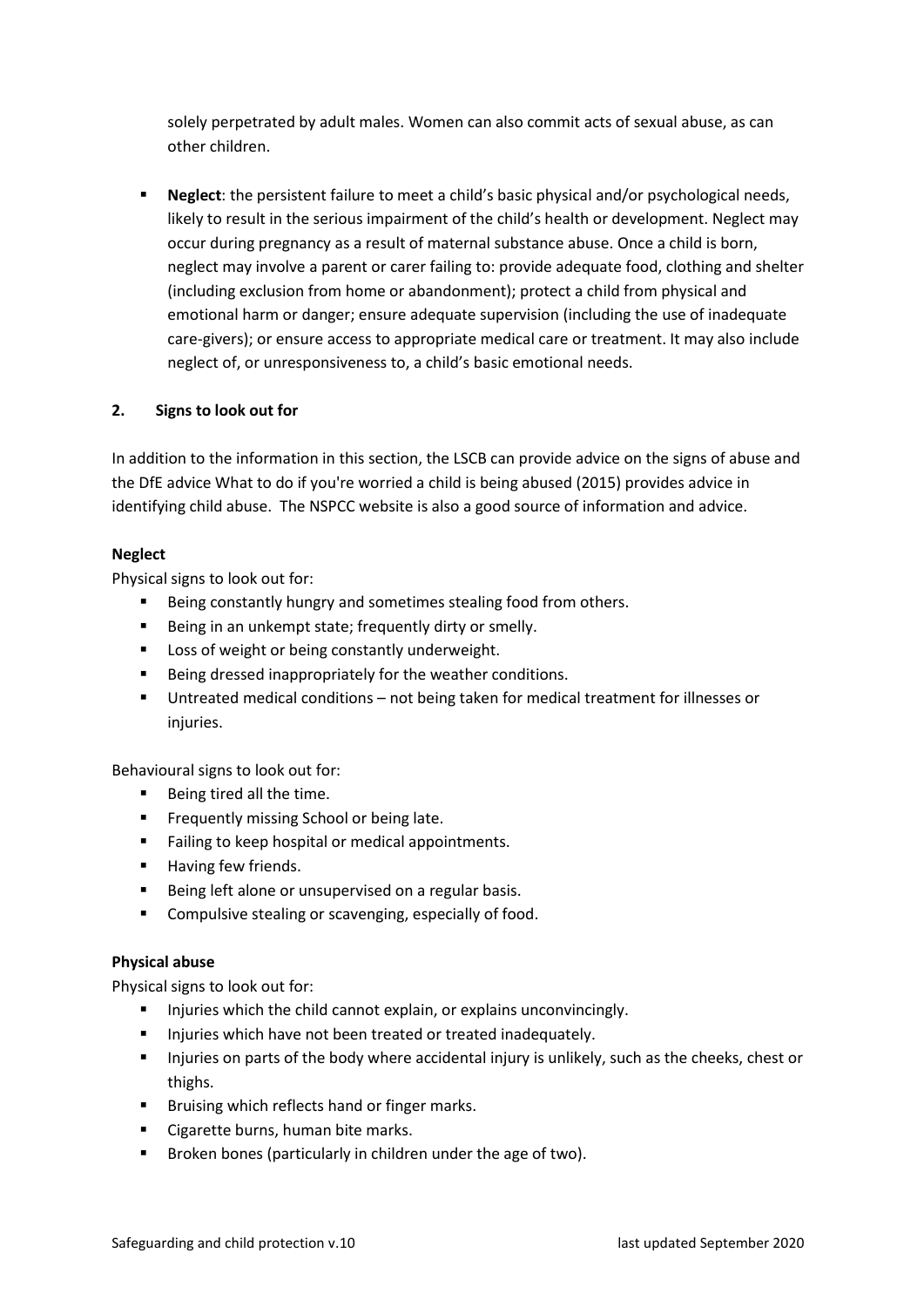solely perpetrated by adult males. Women can also commit acts of sexual abuse, as can other children.

- **Neglect**: the persistent failure to meet a child's basic physical and/or psychological needs, likely to result in the serious impairment of the child's health or development. Neglect may occur during pregnancy as a result of maternal substance abuse. Once a child is born, neglect may involve a parent or carer failing to: provide adequate food, clothing and shelter (including exclusion from home or abandonment); protect a child from physical and emotional harm or danger; ensure adequate supervision (including the use of inadequate care-givers); or ensure access to appropriate medical care or treatment. It may also include neglect of, or unresponsiveness to, a child's basic emotional needs.

## 2. Signs to look out for

In addition to the information in this section, the LSCB can provide advice on the signs of abuse and the DfE advice What to do if you're worried a child is being abused (2015) provides advice in identifying child abuse. The NSPCC website is also a good source of information and advice.

### Neglect

Physical signs to look out for:

- Being constantly hungry and sometimes stealing food from others.
- Being in an unkempt state; frequently dirty or smelly.
- Loss of weight or being constantly underweight.
- Being dressed inappropriately for the weather conditions.
- Untreated medical conditions – not being taken for medical treatment for illnesses or injuries.

Behavioural signs to look out for:

- Being tired all the time.
- Frequently missing School or being late.
- Failing to keep hospital or medical appointments.
- Having few friends.
- Being left alone or unsupervised on a regular basis.
- Compulsive stealing or scavenging, especially of food.

### Physical abuse

Physical signs to look out for:

- Injuries which the child cannot explain, or explains unconvincingly.
- Injuries which have not been treated or treated inadequately.
- Injuries on parts of the body where accidental injury is unlikely, such as the cheeks, chest or thighs.
- Bruising which reflects hand or finger marks.
- Cigarette burns, human bite marks.
- Broken bones (particularly in children under the age of two).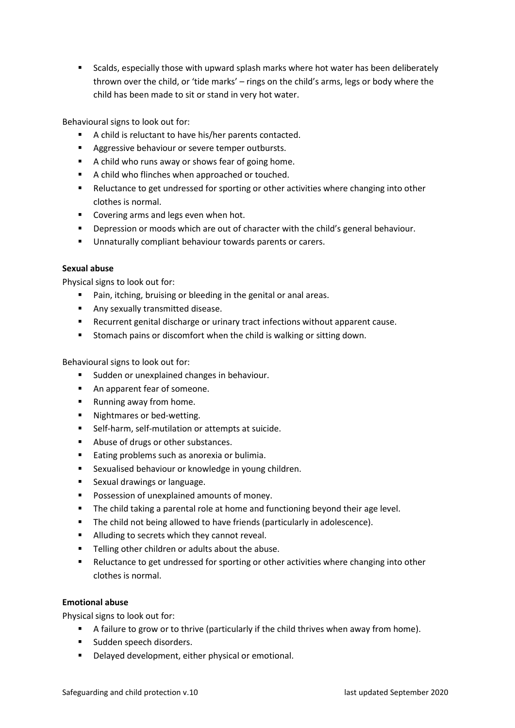- Scalds, especially those with upward splash marks where hot water has been deliberately thrown over the child, or 'tide marks' – rings on the child's arms, legs or body where the child has been made to sit or stand in very hot water.

Behavioural signs to look out for:

- A child is reluctant to have his/her parents contacted.
- Aggressive behaviour or severe temper outbursts.
- A child who runs away or shows fear of going home.
- A child who flinches when approached or touched.
- Reluctance to get undressed for sporting or other activities where changing into other clothes is normal.
- Covering arms and legs even when hot.
- Depression or moods which are out of character with the child's general behaviour.
- Unnaturally compliant behaviour towards parents or carers.

**Sexual abuse**

Physical signs to look out for:

- Pain, itching, bruising or bleeding in the genital or anal areas.
- Any sexually transmitted disease.
- Recurrent genital discharge or urinary tract infections without apparent cause.
- Stomach pains or discomfort when the child is walking or sitting down.

Behavioural signs to look out for:

- Sudden or unexplained changes in behaviour.
- An apparent fear of someone.
- Running away from home.
- Nightmares or bed-wetting.
- Self-harm, self-mutilation or attempts at suicide.
- Abuse of drugs or other substances.
- Eating problems such as anorexia or bulimia.
- Sexualised behaviour or knowledge in young children.
- Sexual drawings or language.
- Possession of unexplained amounts of money.
- The child taking a parental role at home and functioning beyond their age level.
- The child not being allowed to have friends (particularly in adolescence).
- Alluding to secrets which they cannot reveal.
- Telling other children or adults about the abuse.
- Reluctance to get undressed for sporting or other activities where changing into other clothes is normal.

**Emotional abuse**

Physical signs to look out for:

- A failure to grow or to thrive (particularly if the child thrives when away from home).
- Sudden speech disorders.
- Delayed development, either physical or emotional.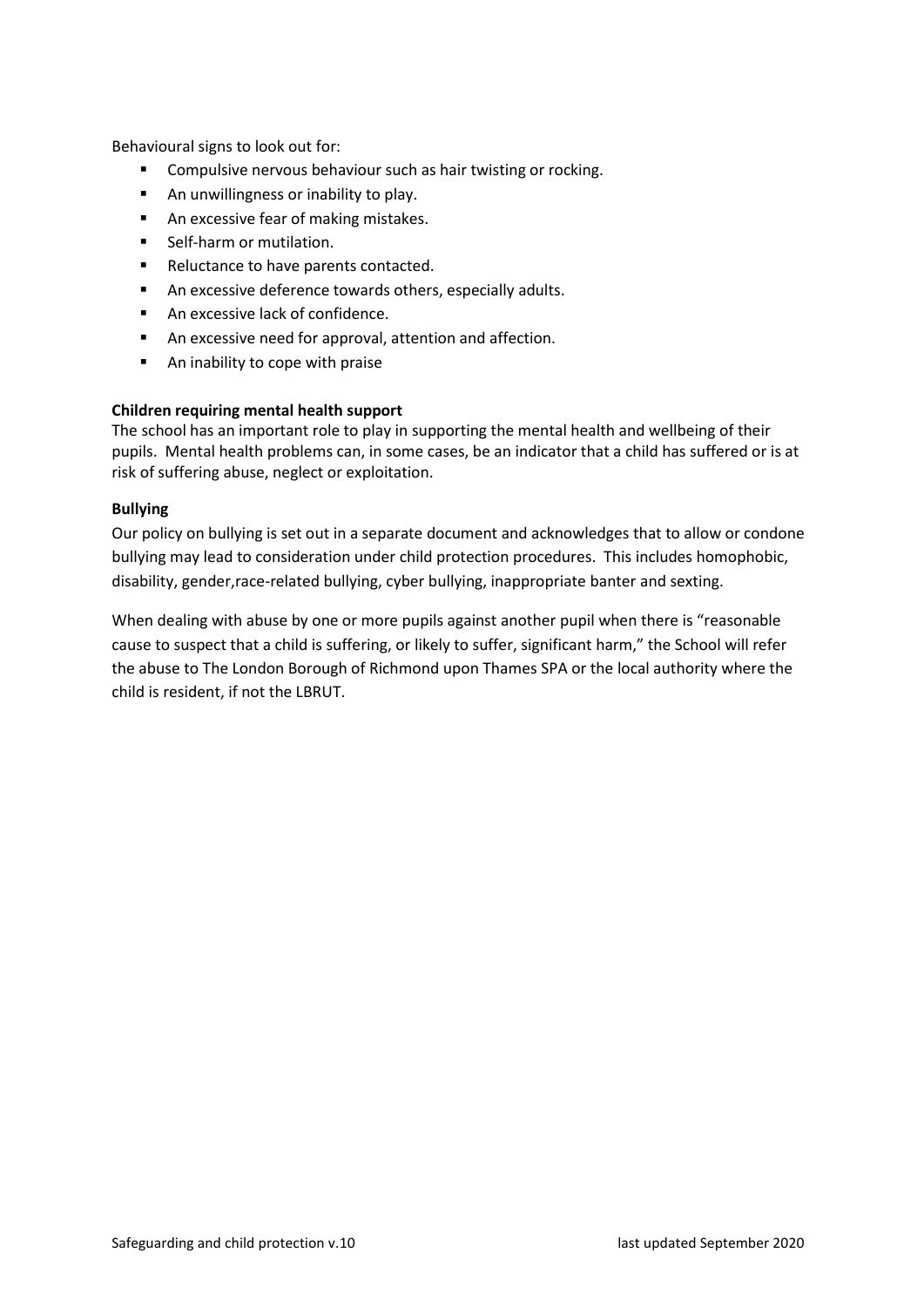Behavioural signs to look out for:

- Compulsive nervous behaviour such as hair twisting or rocking.
- An unwillingness or inability to play.
- An excessive fear of making mistakes.
- Self-harm or mutilation.
- Reluctance to have parents contacted.
- An excessive deference towards others, especially adults.
- An excessive lack of confidence.
- An excessive need for approval, attention and affection.
- An inability to cope with praise

**Children requiring mental health support**

The school has an important role to play in supporting the mental health and wellbeing of their pupils. Mental health problems can, in some cases, be an indicator that a child has suffered or is at risk of suffering abuse, neglect or exploitation.

**Bullying**

Our policy on bullying is set out in a separate document and acknowledges that to allow or condone bullying may lead to consideration under child protection procedures. This includes homophobic, disability, gender,race-related bullying, cyber bullying, inappropriate banter and sexting.

When dealing with abuse by one or more pupils against another pupil when there is "reasonable cause to suspect that a child is suffering, or likely to suffer, significant harm," the School will refer the abuse to The London Borough of Richmond upon Thames SPA or the local authority where the child is resident, if not the LBRUT.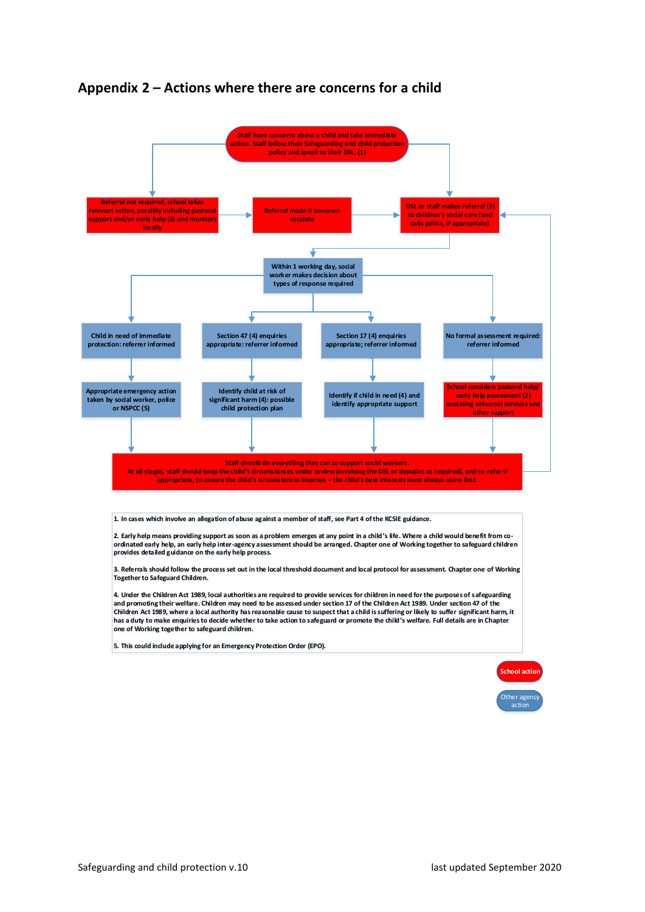## Appendix 2 – Actions where there are concerns for a child

Staff have concerns about a child and take immediate action. Staff follow their Safeguarding and child protection policy and speak to their DSL. (1)

Referral not required, school takes relevant action, possibly including pastoral support and/or early help (2) and monitors locally

Referral made if concerns escalate

DSL or staff makes referral (3) to children's social care (and calls police, if appropriate)

Within 1 working day, social worker makes decision about types of response required

Child in need of immediate protection: referrer informed

Section 47 (4) enquiries appropriate: referrer informed

Section 17 (4) enquiries appropriate; referrer informed

No formal assessment required: referrer informed

Appropriate emergency action taken by social worker, police or NSPCC (5)

Identify child at risk of significant harm (4): possible child protection plan

Identify if child in need (4) and identify appropriate support

School considers pastoral help/ early help assessment (2) accessing universal services and other support

Staff should do everything they can to support social workers.
At all stages, staff should keep the child's circumstances under review (involving the DSL or deputies as required), and re-refer if appropriate, to ensure the child's circumstances improve – the child's best interests must always come first.

1. In cases which involve an allegation of abuse against a member of staff, see Part 4 of the KCSIE guidance.

2. Early help means providing support as soon as a problem emerges at any point in a child's life. Where a child would benefit from co-ordinated early help, an early help inter-agency assessment should be arranged. Chapter one of Working together to safeguard children provides detailed guidance on the early help process.

3. Referrals should follow the process set out in the local threshold document and local protocol for assessment. Chapter one of Working Together to Safeguard Children.

4. Under the Children Act 1989, local authorities are required to provide services for children in need for the purposes of safeguarding and promoting their welfare. Children may need to be assessed under section 17 of the Children Act 1989. Under section 47 of the Children Act 1989, where a local authority has reasonable cause to suspect that a child is suffering or likely to suffer significant harm, it has a duty to make enquiries to decide whether to take action to safeguard or promote the child's welfare. Full details are in Chapter one of Working together to safeguard children.

5. This could include applying for an Emergency Protection Order (EPO).

School action

Other agency action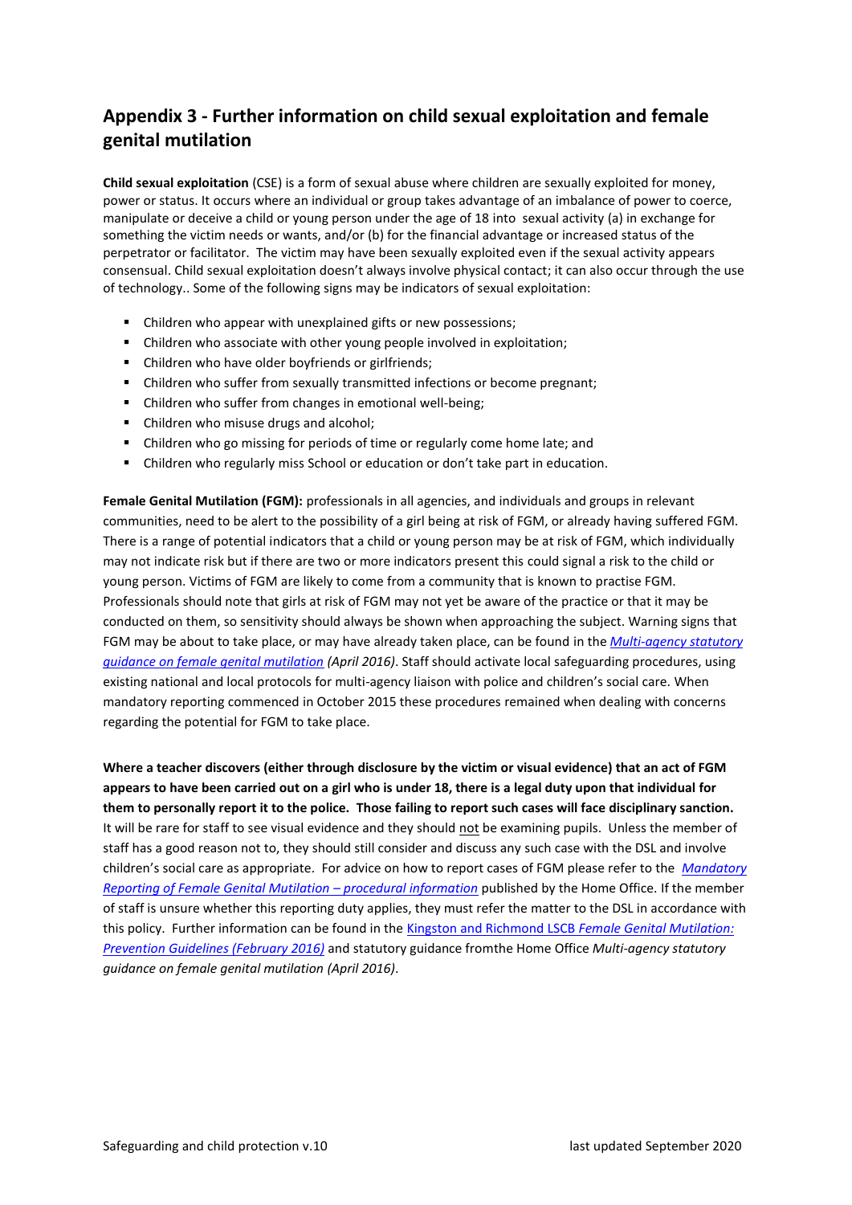## Appendix 3 - Further information on child sexual exploitation and female genital mutilation

**Child sexual exploitation** (CSE) is a form of sexual abuse where children are sexually exploited for money, power or status. It occurs where an individual or group takes advantage of an imbalance of power to coerce, manipulate or deceive a child or young person under the age of 18 into sexual activity (a) in exchange for something the victim needs or wants, and/or (b) for the financial advantage or increased status of the perpetrator or facilitator. The victim may have been sexually exploited even if the sexual activity appears consensual. Child sexual exploitation doesn't always involve physical contact; it can also occur through the use of technology.. Some of the following signs may be indicators of sexual exploitation:

- Children who appear with unexplained gifts or new possessions;
- Children who associate with other young people involved in exploitation;
- Children who have older boyfriends or girlfriends;
- Children who suffer from sexually transmitted infections or become pregnant;
- Children who suffer from changes in emotional well-being;
- Children who misuse drugs and alcohol;
- Children who go missing for periods of time or regularly come home late; and
- Children who regularly miss School or education or don't take part in education.

**Female Genital Mutilation (FGM):** professionals in all agencies, and individuals and groups in relevant communities, need to be alert to the possibility of a girl being at risk of FGM, or already having suffered FGM. There is a range of potential indicators that a child or young person may be at risk of FGM, which individually may not indicate risk but if there are two or more indicators present this could signal a risk to the child or young person. Victims of FGM are likely to come from a community that is known to practise FGM. Professionals should note that girls at risk of FGM may not yet be aware of the practice or that it may be conducted on them, so sensitivity should always be shown when approaching the subject. Warning signs that FGM may be about to take place, or may have already taken place, can be found in the *Multi-agency statutory guidance on female genital mutilation* *(April 2016)*. Staff should activate local safeguarding procedures, using existing national and local protocols for multi-agency liaison with police and children's social care. When mandatory reporting commenced in October 2015 these procedures remained when dealing with concerns regarding the potential for FGM to take place.

**Where a teacher discovers (either through disclosure by the victim or visual evidence) that an act of FGM appears to have been carried out on a girl who is under 18, there is a legal duty upon that individual for them to personally report it to the police. Those failing to report such cases will face disciplinary sanction.** It will be rare for staff to see visual evidence and they should not be examining pupils. Unless the member of staff has a good reason not to, they should still consider and discuss any such case with the DSL and involve children's social care as appropriate. For advice on how to report cases of FGM please refer to the *Mandatory Reporting of Female Genital Mutilation – procedural information* published by the Home Office. If the member of staff is unsure whether this reporting duty applies, they must refer the matter to the DSL in accordance with this policy. Further information can be found in the Kingston and Richmond LSCB *Female Genital Mutilation: Prevention Guidelines (February 2016)* and statutory guidance fromthe Home Office *Multi-agency statutory guidance on female genital mutilation (April 2016)*.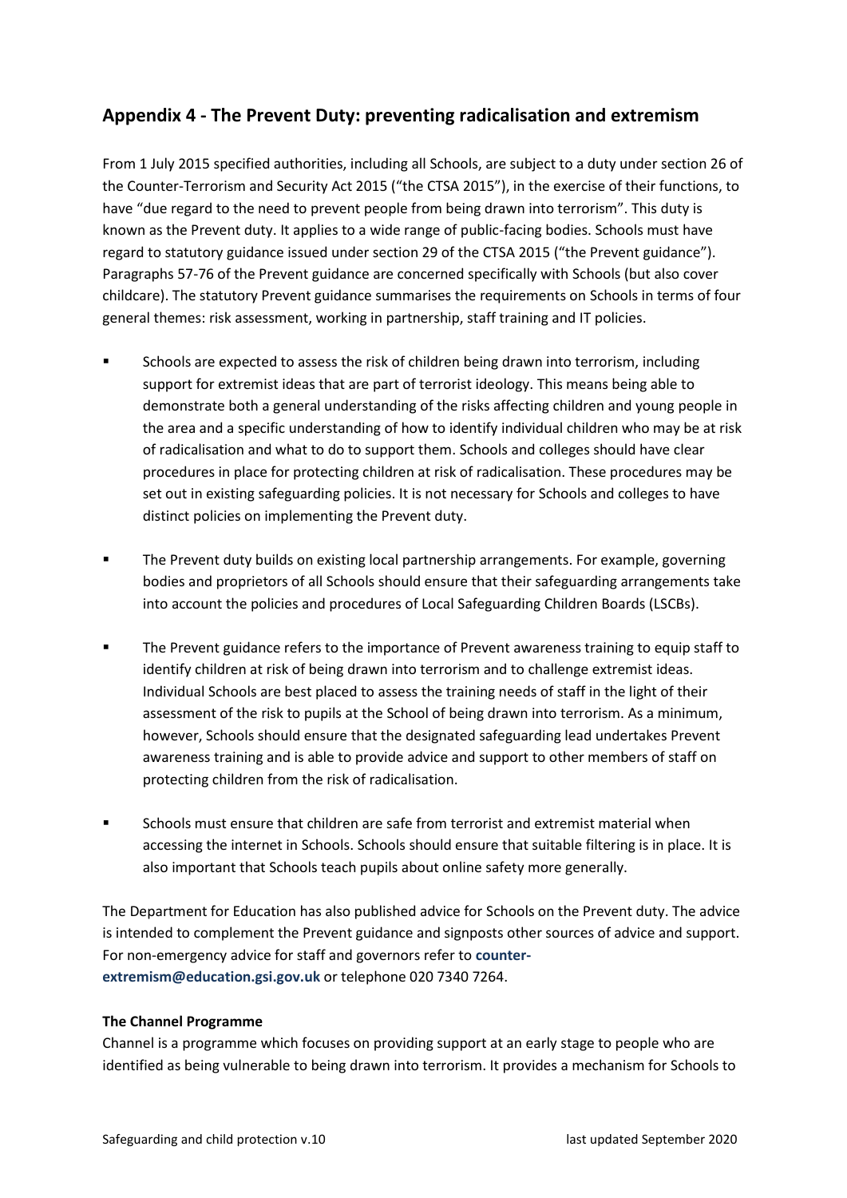## Appendix 4 - The Prevent Duty: preventing radicalisation and extremism

From 1 July 2015 specified authorities, including all Schools, are subject to a duty under section 26 of the Counter-Terrorism and Security Act 2015 ("the CTSA 2015"), in the exercise of their functions, to have "due regard to the need to prevent people from being drawn into terrorism". This duty is known as the Prevent duty. It applies to a wide range of public-facing bodies. Schools must have regard to statutory guidance issued under section 29 of the CTSA 2015 ("the Prevent guidance"). Paragraphs 57-76 of the Prevent guidance are concerned specifically with Schools (but also cover childcare). The statutory Prevent guidance summarises the requirements on Schools in terms of four general themes: risk assessment, working in partnership, staff training and IT policies.

- Schools are expected to assess the risk of children being drawn into terrorism, including support for extremist ideas that are part of terrorist ideology. This means being able to demonstrate both a general understanding of the risks affecting children and young people in the area and a specific understanding of how to identify individual children who may be at risk of radicalisation and what to do to support them. Schools and colleges should have clear procedures in place for protecting children at risk of radicalisation. These procedures may be set out in existing safeguarding policies. It is not necessary for Schools and colleges to have distinct policies on implementing the Prevent duty.
- The Prevent duty builds on existing local partnership arrangements. For example, governing bodies and proprietors of all Schools should ensure that their safeguarding arrangements take into account the policies and procedures of Local Safeguarding Children Boards (LSCBs).
- The Prevent guidance refers to the importance of Prevent awareness training to equip staff to identify children at risk of being drawn into terrorism and to challenge extremist ideas. Individual Schools are best placed to assess the training needs of staff in the light of their assessment of the risk to pupils at the School of being drawn into terrorism. As a minimum, however, Schools should ensure that the designated safeguarding lead undertakes Prevent awareness training and is able to provide advice and support to other members of staff on protecting children from the risk of radicalisation.
- Schools must ensure that children are safe from terrorist and extremist material when accessing the internet in Schools. Schools should ensure that suitable filtering is in place. It is also important that Schools teach pupils about online safety more generally.

The Department for Education has also published advice for Schools on the Prevent duty. The advice is intended to complement the Prevent guidance and signposts other sources of advice and support. For non-emergency advice for staff and governors refer to **counter-extremism@education.gsi.gov.uk** or telephone 020 7340 7264.

**The Channel Programme**

Channel is a programme which focuses on providing support at an early stage to people who are identified as being vulnerable to being drawn into terrorism. It provides a mechanism for Schools to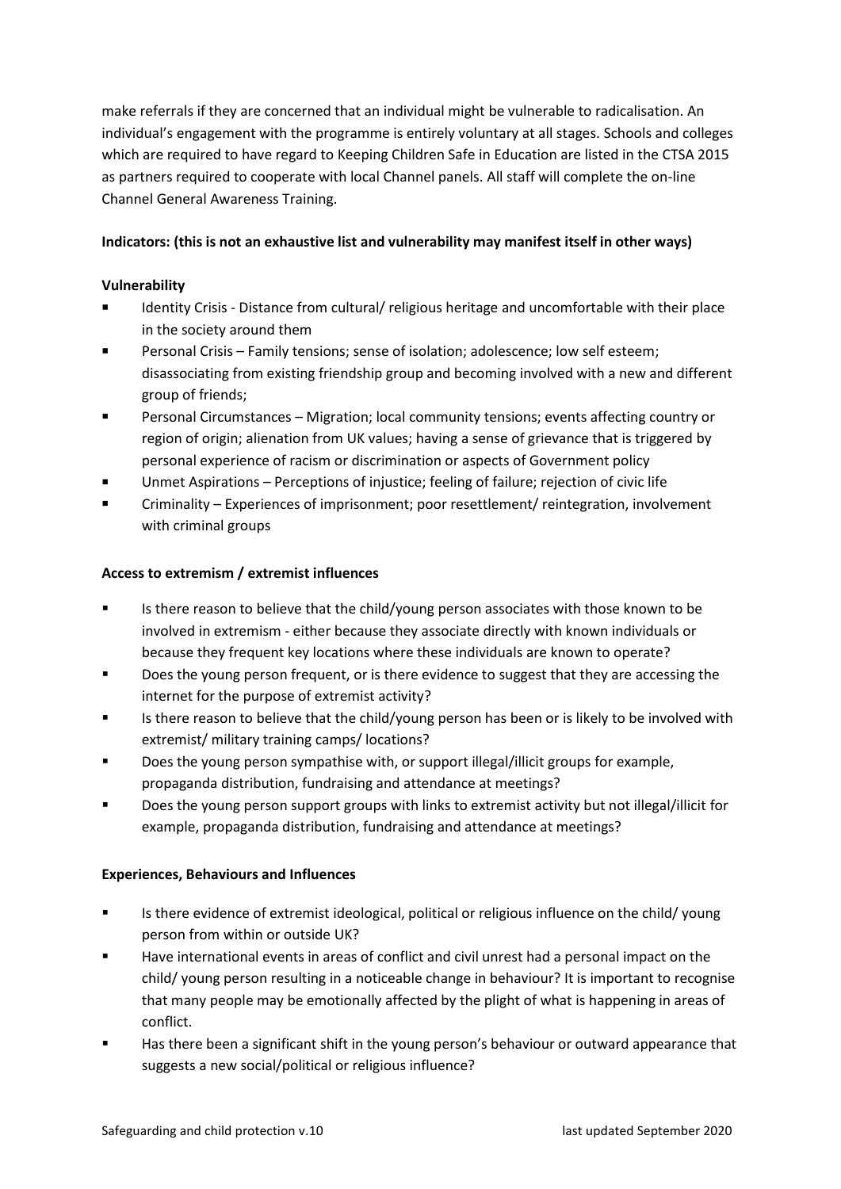make referrals if they are concerned that an individual might be vulnerable to radicalisation. An individual's engagement with the programme is entirely voluntary at all stages. Schools and colleges which are required to have regard to Keeping Children Safe in Education are listed in the CTSA 2015 as partners required to cooperate with local Channel panels. All staff will complete the on-line Channel General Awareness Training.

**Indicators: (this is not an exhaustive list and vulnerability may manifest itself in other ways)**

**Vulnerability**

- Identity Crisis - Distance from cultural/ religious heritage and uncomfortable with their place in the society around them
- Personal Crisis – Family tensions; sense of isolation; adolescence; low self esteem; disassociating from existing friendship group and becoming involved with a new and different group of friends;
- Personal Circumstances – Migration; local community tensions; events affecting country or region of origin; alienation from UK values; having a sense of grievance that is triggered by personal experience of racism or discrimination or aspects of Government policy
- Unmet Aspirations – Perceptions of injustice; feeling of failure; rejection of civic life
- Criminality – Experiences of imprisonment; poor resettlement/ reintegration, involvement with criminal groups

**Access to extremism / extremist influences**

- Is there reason to believe that the child/young person associates with those known to be involved in extremism - either because they associate directly with known individuals or because they frequent key locations where these individuals are known to operate?
- Does the young person frequent, or is there evidence to suggest that they are accessing the internet for the purpose of extremist activity?
- Is there reason to believe that the child/young person has been or is likely to be involved with extremist/ military training camps/ locations?
- Does the young person sympathise with, or support illegal/illicit groups for example, propaganda distribution, fundraising and attendance at meetings?
- Does the young person support groups with links to extremist activity but not illegal/illicit for example, propaganda distribution, fundraising and attendance at meetings?

**Experiences, Behaviours and Influences**

- Is there evidence of extremist ideological, political or religious influence on the child/ young person from within or outside UK?
- Have international events in areas of conflict and civil unrest had a personal impact on the child/ young person resulting in a noticeable change in behaviour? It is important to recognise that many people may be emotionally affected by the plight of what is happening in areas of conflict.
- Has there been a significant shift in the young person's behaviour or outward appearance that suggests a new social/political or religious influence?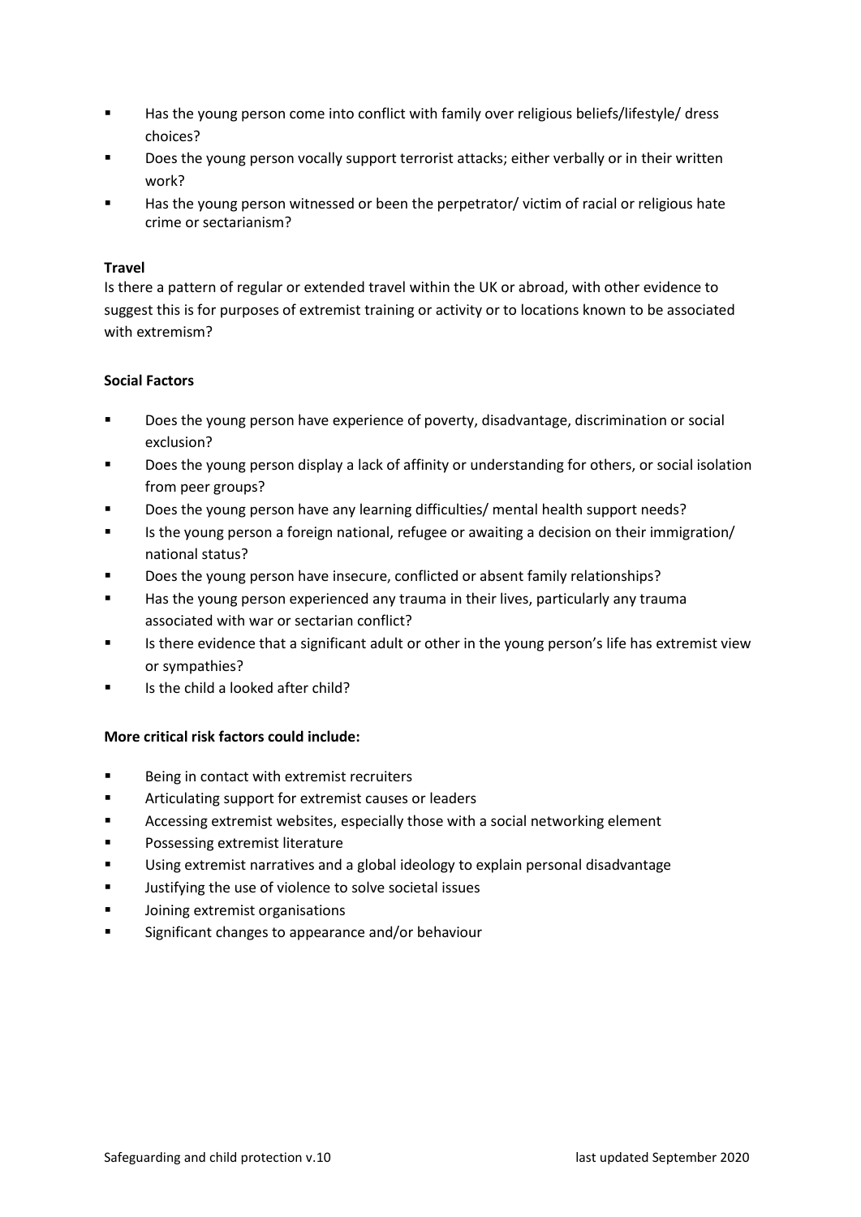- Has the young person come into conflict with family over religious beliefs/lifestyle/ dress choices?
- Does the young person vocally support terrorist attacks; either verbally or in their written work?
- Has the young person witnessed or been the perpetrator/ victim of racial or religious hate crime or sectarianism?

**Travel**

Is there a pattern of regular or extended travel within the UK or abroad, with other evidence to suggest this is for purposes of extremist training or activity or to locations known to be associated with extremism?

**Social Factors**

- Does the young person have experience of poverty, disadvantage, discrimination or social exclusion?
- Does the young person display a lack of affinity or understanding for others, or social isolation from peer groups?
- Does the young person have any learning difficulties/ mental health support needs?
- Is the young person a foreign national, refugee or awaiting a decision on their immigration/ national status?
- Does the young person have insecure, conflicted or absent family relationships?
- Has the young person experienced any trauma in their lives, particularly any trauma associated with war or sectarian conflict?
- Is there evidence that a significant adult or other in the young person's life has extremist view or sympathies?
- Is the child a looked after child?

**More critical risk factors could include:**

- Being in contact with extremist recruiters
- Articulating support for extremist causes or leaders
- Accessing extremist websites, especially those with a social networking element
- Possessing extremist literature
- Using extremist narratives and a global ideology to explain personal disadvantage
- Justifying the use of violence to solve societal issues
- Joining extremist organisations
- Significant changes to appearance and/or behaviour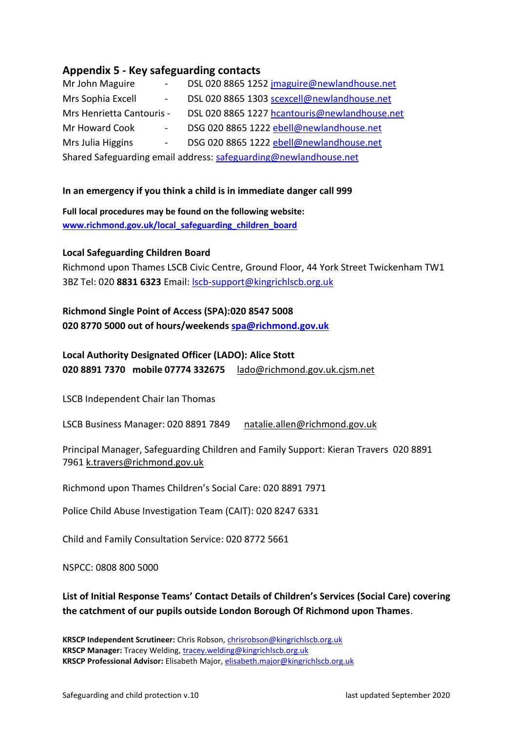## Appendix 5 - Key safeguarding contacts

Mr John Maguire - DSL 020 8865 1252 jmaguire@newlandhouse.net
Mrs Sophia Excell - DSL 020 8865 1303 scexcell@newlandhouse.net
Mrs Henrietta Cantouris - DSL 020 8865 1227 hcantouris@newlandhouse.net
Mr Howard Cook - DSG 020 8865 1222 ebell@newlandhouse.net
Mrs Julia Higgins - DSG 020 8865 1222 ebell@newlandhouse.net
Shared Safeguarding email address: safeguarding@newlandhouse.net

**In an emergency if you think a child is in immediate danger call 999**

**Full local procedures may be found on the following website:**
**www.richmond.gov.uk/local_safeguarding_children_board**

**Local Safeguarding Children Board**
Richmond upon Thames LSCB Civic Centre, Ground Floor, 44 York Street Twickenham TW1 3BZ Tel: 020 **8831 6323** Email: lscb-support@kingrichlscb.org.uk

**Richmond Single Point of Access (SPA):020 8547 5008**
**020 8770 5000 out of hours/weekends spa@richmond.gov.uk**

**Local Authority Designated Officer (LADO): Alice Stott**
**020 8891 7370 mobile 07774 332675** lado@richmond.gov.uk.cjsm.net

LSCB Independent Chair Ian Thomas

LSCB Business Manager: 020 8891 7849 natalie.allen@richmond.gov.uk

Principal Manager, Safeguarding Children and Family Support: Kieran Travers 020 8891 7961 k.travers@richmond.gov.uk

Richmond upon Thames Children's Social Care: 020 8891 7971

Police Child Abuse Investigation Team (CAIT): 020 8247 6331

Child and Family Consultation Service: 020 8772 5661

NSPCC: 0808 800 5000

**List of Initial Response Teams' Contact Details of Children's Services (Social Care) covering the catchment of our pupils outside London Borough Of Richmond upon Thames**.

**KRSCP Independent Scrutineer:** Chris Robson, chrisrobson@kingrichlscb.org.uk
**KRSCP Manager:** Tracey Welding, tracey.welding@kingrichlscb.org.uk
**KRSCP Professional Advisor:** Elisabeth Major, elisabeth.major@kingrichlscb.org.uk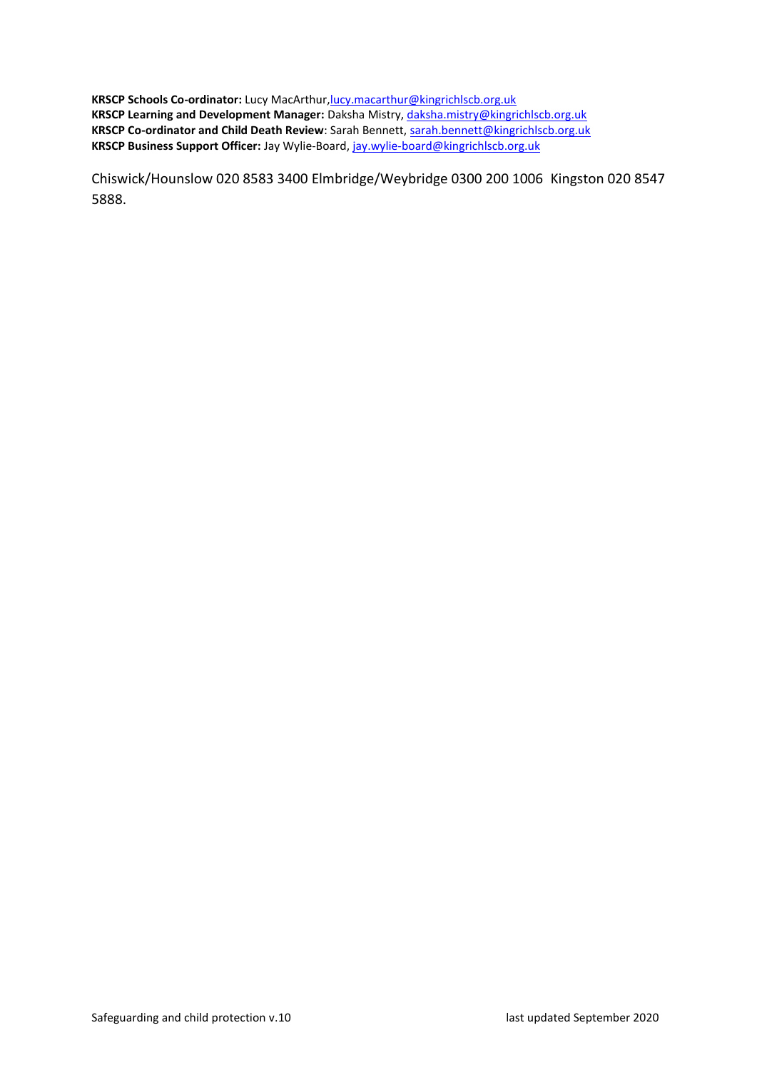**KRSCP Schools Co-ordinator:** Lucy MacArthur, lucy.macarthur@kingrichlscb.org.uk
**KRSCP Learning and Development Manager:** Daksha Mistry, daksha.mistry@kingrichlscb.org.uk
**KRSCP Co-ordinator and Child Death Review**: Sarah Bennett, sarah.bennett@kingrichlscb.org.uk
**KRSCP Business Support Officer:** Jay Wylie-Board, jay.wylie-board@kingrichlscb.org.uk

Chiswick/Hounslow 020 8583 3400 Elmbridge/Weybridge 0300 200 1006 Kingston 020 8547 5888.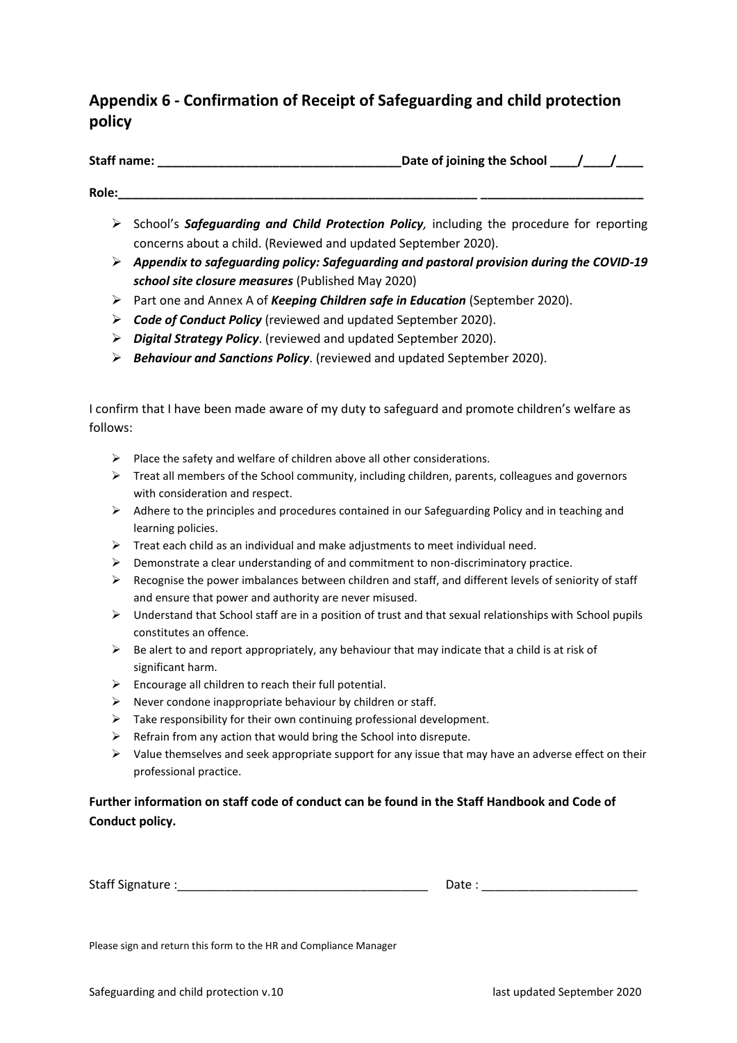## Appendix 6 - Confirmation of Receipt of Safeguarding and child protection policy

**Staff name: ____________________________________Date of joining the School ____/____/____**

**Role:_______________________________________________________ ________________________**

- School's ***Safeguarding and Child Protection Policy****,* including the procedure for reporting concerns about a child. (Reviewed and updated September 2020).
- ***Appendix to safeguarding policy: Safeguarding and pastoral provision during the COVID-19 school site closure measures*** (Published May 2020)
- Part one and Annex A of ***Keeping Children safe in Education*** (September 2020).
- ***Code of Conduct Policy*** (reviewed and updated September 2020).
- ***Digital Strategy Policy***. (reviewed and updated September 2020).
- ***Behaviour and Sanctions Policy***. (reviewed and updated September 2020).

I confirm that I have been made aware of my duty to safeguard and promote children's welfare as follows:

- Place the safety and welfare of children above all other considerations.
- Treat all members of the School community, including children, parents, colleagues and governors with consideration and respect.
- Adhere to the principles and procedures contained in our Safeguarding Policy and in teaching and learning policies.
- Treat each child as an individual and make adjustments to meet individual need.
- Demonstrate a clear understanding of and commitment to non-discriminatory practice.
- Recognise the power imbalances between children and staff, and different levels of seniority of staff and ensure that power and authority are never misused.
- Understand that School staff are in a position of trust and that sexual relationships with School pupils constitutes an offence.
- Be alert to and report appropriately, any behaviour that may indicate that a child is at risk of significant harm.
- Encourage all children to reach their full potential.
- Never condone inappropriate behaviour by children or staff.
- Take responsibility for their own continuing professional development.
- Refrain from any action that would bring the School into disrepute.
- Value themselves and seek appropriate support for any issue that may have an adverse effect on their professional practice.

**Further information on staff code of conduct can be found in the Staff Handbook and Code of Conduct policy.**

Staff Signature :_____________________________________ Date : _______________________

Please sign and return this form to the HR and Compliance Manager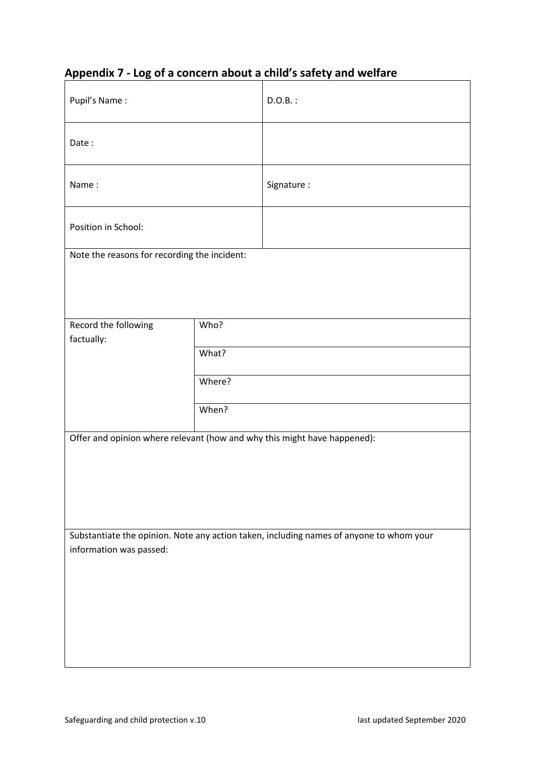## Appendix 7 - Log of a concern about a child's safety and welfare

| | | |
|---|---|---|
| Pupil's Name : | | D.O.B. : |
| Date : | | |
| Name : | | Signature : |
| Position in School: | | |
| Note the reasons for recording the incident: | | |
| Record the following factually: | Who? | |
| | What? | |
| | Where? | |
| | When? | |
| Offer and opinion where relevant (how and why this might have happened): | | |
| Substantiate the opinion. Note any action taken, including names of anyone to whom your information was passed: | | |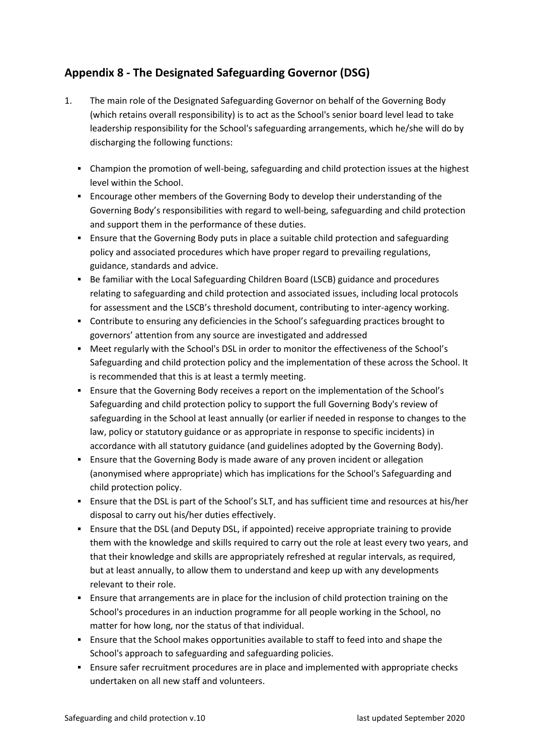## Appendix 8 - The Designated Safeguarding Governor (DSG)

1. The main role of the Designated Safeguarding Governor on behalf of the Governing Body (which retains overall responsibility) is to act as the School's senior board level lead to take leadership responsibility for the School's safeguarding arrangements, which he/she will do by discharging the following functions:

   - Champion the promotion of well-being, safeguarding and child protection issues at the highest level within the School.
   - Encourage other members of the Governing Body to develop their understanding of the Governing Body's responsibilities with regard to well-being, safeguarding and child protection and support them in the performance of these duties.
   - Ensure that the Governing Body puts in place a suitable child protection and safeguarding policy and associated procedures which have proper regard to prevailing regulations, guidance, standards and advice.
   - Be familiar with the Local Safeguarding Children Board (LSCB) guidance and procedures relating to safeguarding and child protection and associated issues, including local protocols for assessment and the LSCB's threshold document, contributing to inter-agency working.
   - Contribute to ensuring any deficiencies in the School's safeguarding practices brought to governors' attention from any source are investigated and addressed
   - Meet regularly with the School's DSL in order to monitor the effectiveness of the School's Safeguarding and child protection policy and the implementation of these across the School. It is recommended that this is at least a termly meeting.
   - Ensure that the Governing Body receives a report on the implementation of the School's Safeguarding and child protection policy to support the full Governing Body's review of safeguarding in the School at least annually (or earlier if needed in response to changes to the law, policy or statutory guidance or as appropriate in response to specific incidents) in accordance with all statutory guidance (and guidelines adopted by the Governing Body).
   - Ensure that the Governing Body is made aware of any proven incident or allegation (anonymised where appropriate) which has implications for the School's Safeguarding and child protection policy.
   - Ensure that the DSL is part of the School's SLT, and has sufficient time and resources at his/her disposal to carry out his/her duties effectively.
   - Ensure that the DSL (and Deputy DSL, if appointed) receive appropriate training to provide them with the knowledge and skills required to carry out the role at least every two years, and that their knowledge and skills are appropriately refreshed at regular intervals, as required, but at least annually, to allow them to understand and keep up with any developments relevant to their role.
   - Ensure that arrangements are in place for the inclusion of child protection training on the School's procedures in an induction programme for all people working in the School, no matter for how long, nor the status of that individual.
   - Ensure that the School makes opportunities available to staff to feed into and shape the School's approach to safeguarding and safeguarding policies.
   - Ensure safer recruitment procedures are in place and implemented with appropriate checks undertaken on all new staff and volunteers.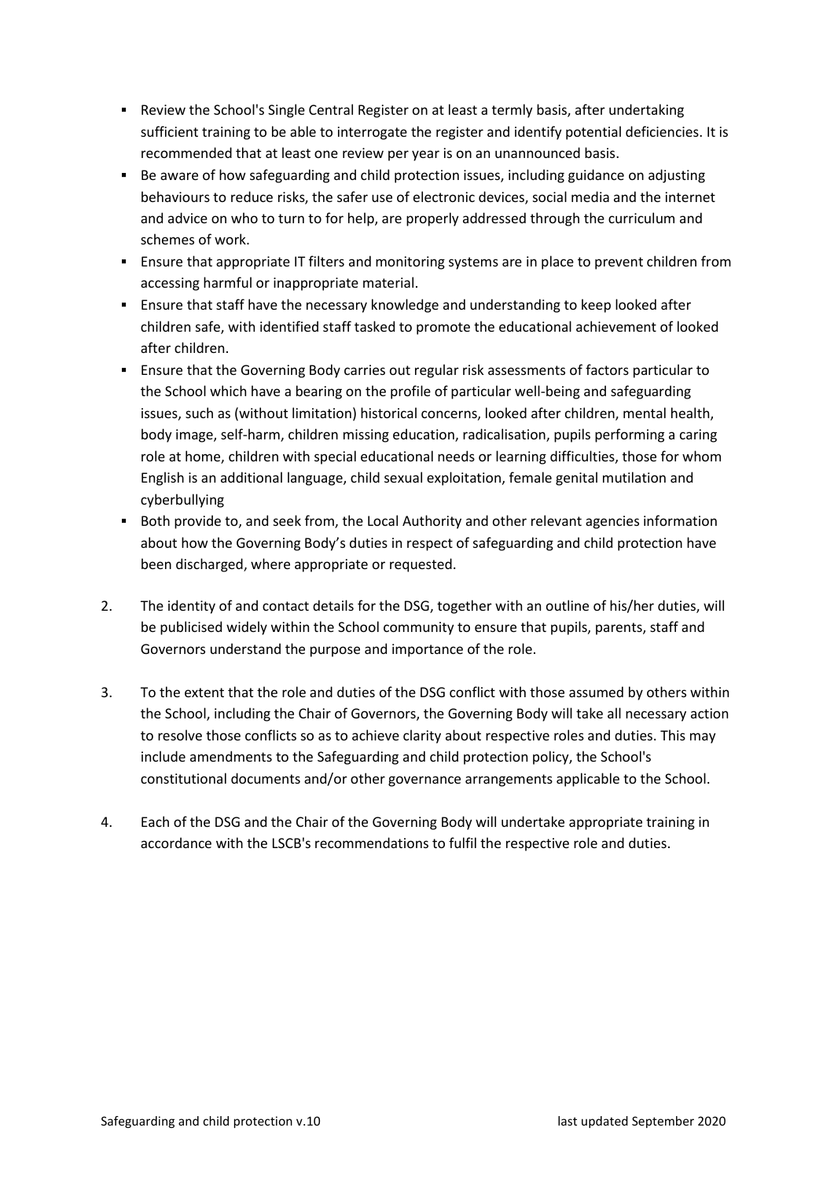- Review the School's Single Central Register on at least a termly basis, after undertaking sufficient training to be able to interrogate the register and identify potential deficiencies. It is recommended that at least one review per year is on an unannounced basis.
- Be aware of how safeguarding and child protection issues, including guidance on adjusting behaviours to reduce risks, the safer use of electronic devices, social media and the internet and advice on who to turn to for help, are properly addressed through the curriculum and schemes of work.
- Ensure that appropriate IT filters and monitoring systems are in place to prevent children from accessing harmful or inappropriate material.
- Ensure that staff have the necessary knowledge and understanding to keep looked after children safe, with identified staff tasked to promote the educational achievement of looked after children.
- Ensure that the Governing Body carries out regular risk assessments of factors particular to the School which have a bearing on the profile of particular well-being and safeguarding issues, such as (without limitation) historical concerns, looked after children, mental health, body image, self-harm, children missing education, radicalisation, pupils performing a caring role at home, children with special educational needs or learning difficulties, those for whom English is an additional language, child sexual exploitation, female genital mutilation and cyberbullying
- Both provide to, and seek from, the Local Authority and other relevant agencies information about how the Governing Body's duties in respect of safeguarding and child protection have been discharged, where appropriate or requested.

2. The identity of and contact details for the DSG, together with an outline of his/her duties, will be publicised widely within the School community to ensure that pupils, parents, staff and Governors understand the purpose and importance of the role.

3. To the extent that the role and duties of the DSG conflict with those assumed by others within the School, including the Chair of Governors, the Governing Body will take all necessary action to resolve those conflicts so as to achieve clarity about respective roles and duties. This may include amendments to the Safeguarding and child protection policy, the School's constitutional documents and/or other governance arrangements applicable to the School.

4. Each of the DSG and the Chair of the Governing Body will undertake appropriate training in accordance with the LSCB's recommendations to fulfil the respective role and duties.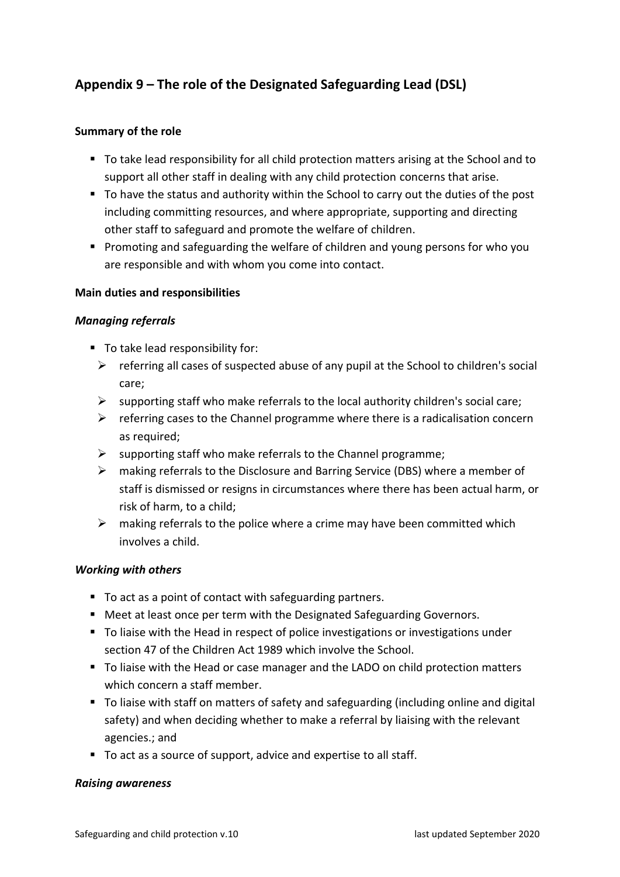## Appendix 9 – The role of the Designated Safeguarding Lead (DSL)

**Summary of the role**

- To take lead responsibility for all child protection matters arising at the School and to support all other staff in dealing with any child protection concerns that arise.
- To have the status and authority within the School to carry out the duties of the post including committing resources, and where appropriate, supporting and directing other staff to safeguard and promote the welfare of children.
- Promoting and safeguarding the welfare of children and young persons for who you are responsible and with whom you come into contact.

**Main duties and responsibilities**

***Managing referrals***

- To take lead responsibility for:
  - referring all cases of suspected abuse of any pupil at the School to children's social care;
  - supporting staff who make referrals to the local authority children's social care;
  - referring cases to the Channel programme where there is a radicalisation concern as required;
  - supporting staff who make referrals to the Channel programme;
  - making referrals to the Disclosure and Barring Service (DBS) where a member of staff is dismissed or resigns in circumstances where there has been actual harm, or risk of harm, to a child;
  - making referrals to the police where a crime may have been committed which involves a child.

***Working with others***

- To act as a point of contact with safeguarding partners.
- Meet at least once per term with the Designated Safeguarding Governors.
- To liaise with the Head in respect of police investigations or investigations under section 47 of the Children Act 1989 which involve the School.
- To liaise with the Head or case manager and the LADO on child protection matters which concern a staff member.
- To liaise with staff on matters of safety and safeguarding (including online and digital safety) and when deciding whether to make a referral by liaising with the relevant agencies.; and
- To act as a source of support, advice and expertise to all staff.

***Raising awareness***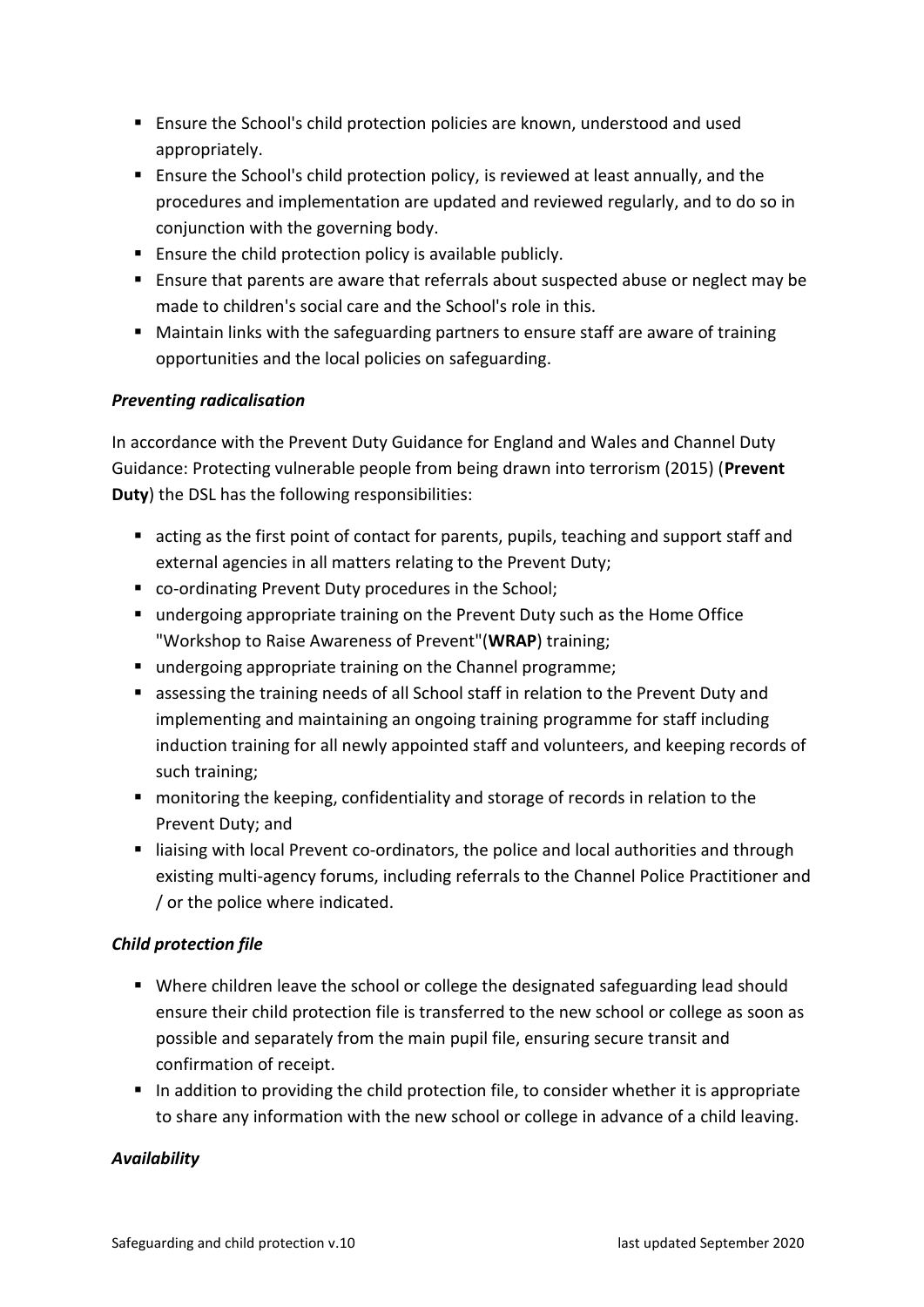- Ensure the School's child protection policies are known, understood and used appropriately.
- Ensure the School's child protection policy, is reviewed at least annually, and the procedures and implementation are updated and reviewed regularly, and to do so in conjunction with the governing body.
- Ensure the child protection policy is available publicly.
- Ensure that parents are aware that referrals about suspected abuse or neglect may be made to children's social care and the School's role in this.
- Maintain links with the safeguarding partners to ensure staff are aware of training opportunities and the local policies on safeguarding.

***Preventing radicalisation***

In accordance with the Prevent Duty Guidance for England and Wales and Channel Duty Guidance: Protecting vulnerable people from being drawn into terrorism (2015) (**Prevent Duty**) the DSL has the following responsibilities:

- acting as the first point of contact for parents, pupils, teaching and support staff and external agencies in all matters relating to the Prevent Duty;
- co-ordinating Prevent Duty procedures in the School;
- undergoing appropriate training on the Prevent Duty such as the Home Office "Workshop to Raise Awareness of Prevent"(**WRAP**) training;
- undergoing appropriate training on the Channel programme;
- assessing the training needs of all School staff in relation to the Prevent Duty and implementing and maintaining an ongoing training programme for staff including induction training for all newly appointed staff and volunteers, and keeping records of such training;
- monitoring the keeping, confidentiality and storage of records in relation to the Prevent Duty; and
- liaising with local Prevent co-ordinators, the police and local authorities and through existing multi-agency forums, including referrals to the Channel Police Practitioner and / or the police where indicated.

***Child protection file***

- Where children leave the school or college the designated safeguarding lead should ensure their child protection file is transferred to the new school or college as soon as possible and separately from the main pupil file, ensuring secure transit and confirmation of receipt.
- In addition to providing the child protection file, to consider whether it is appropriate to share any information with the new school or college in advance of a child leaving.

***Availability***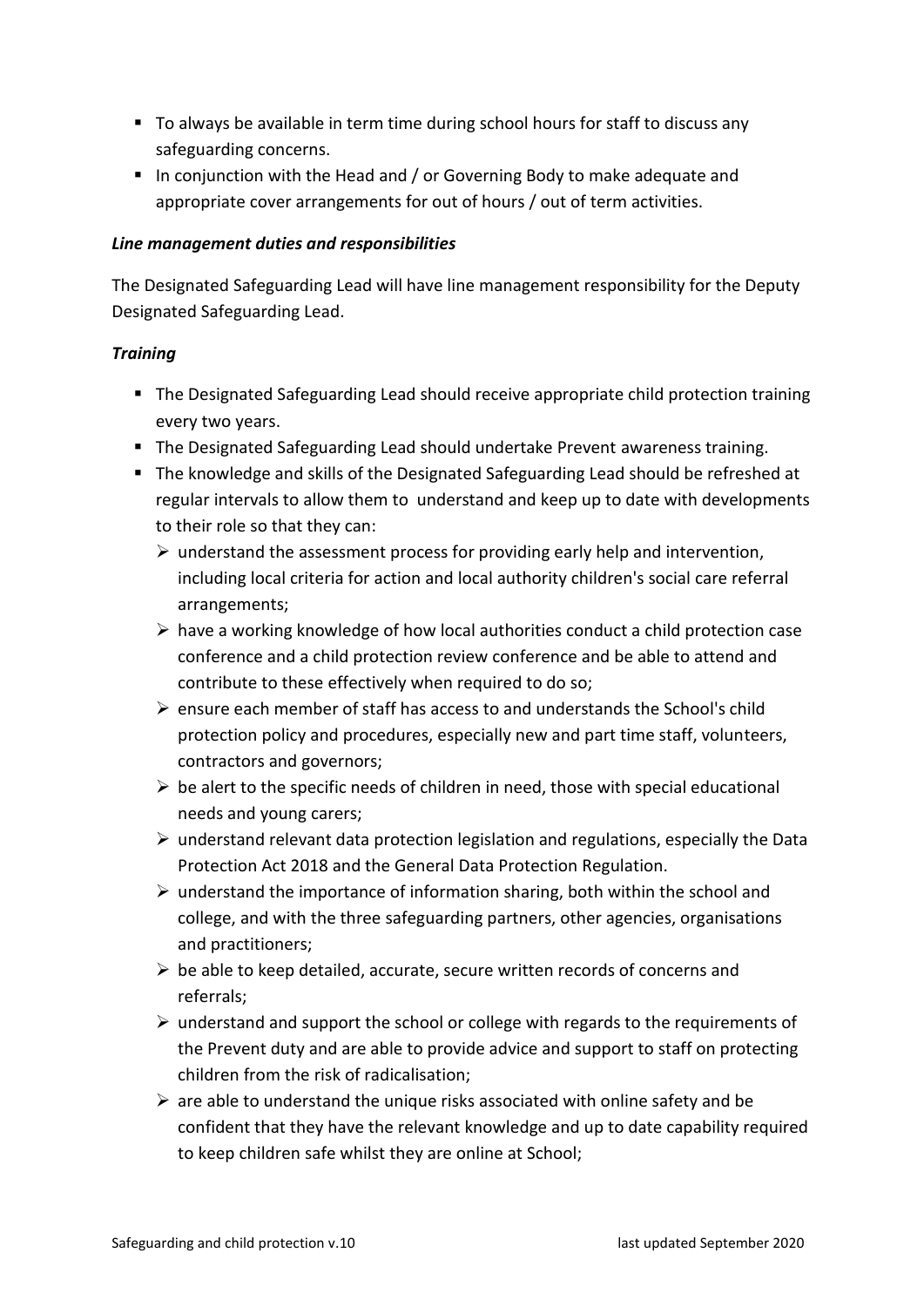- To always be available in term time during school hours for staff to discuss any safeguarding concerns.
- In conjunction with the Head and / or Governing Body to make adequate and appropriate cover arrangements for out of hours / out of term activities.

***Line management duties and responsibilities***

The Designated Safeguarding Lead will have line management responsibility for the Deputy Designated Safeguarding Lead.

***Training***

- The Designated Safeguarding Lead should receive appropriate child protection training every two years.
- The Designated Safeguarding Lead should undertake Prevent awareness training.
- The knowledge and skills of the Designated Safeguarding Lead should be refreshed at regular intervals to allow them to understand and keep up to date with developments to their role so that they can:
  - understand the assessment process for providing early help and intervention, including local criteria for action and local authority children's social care referral arrangements;
  - have a working knowledge of how local authorities conduct a child protection case conference and a child protection review conference and be able to attend and contribute to these effectively when required to do so;
  - ensure each member of staff has access to and understands the School's child protection policy and procedures, especially new and part time staff, volunteers, contractors and governors;
  - be alert to the specific needs of children in need, those with special educational needs and young carers;
  - understand relevant data protection legislation and regulations, especially the Data Protection Act 2018 and the General Data Protection Regulation.
  - understand the importance of information sharing, both within the school and college, and with the three safeguarding partners, other agencies, organisations and practitioners;
  - be able to keep detailed, accurate, secure written records of concerns and referrals;
  - understand and support the school or college with regards to the requirements of the Prevent duty and are able to provide advice and support to staff on protecting children from the risk of radicalisation;
  - are able to understand the unique risks associated with online safety and be confident that they have the relevant knowledge and up to date capability required to keep children safe whilst they are online at School;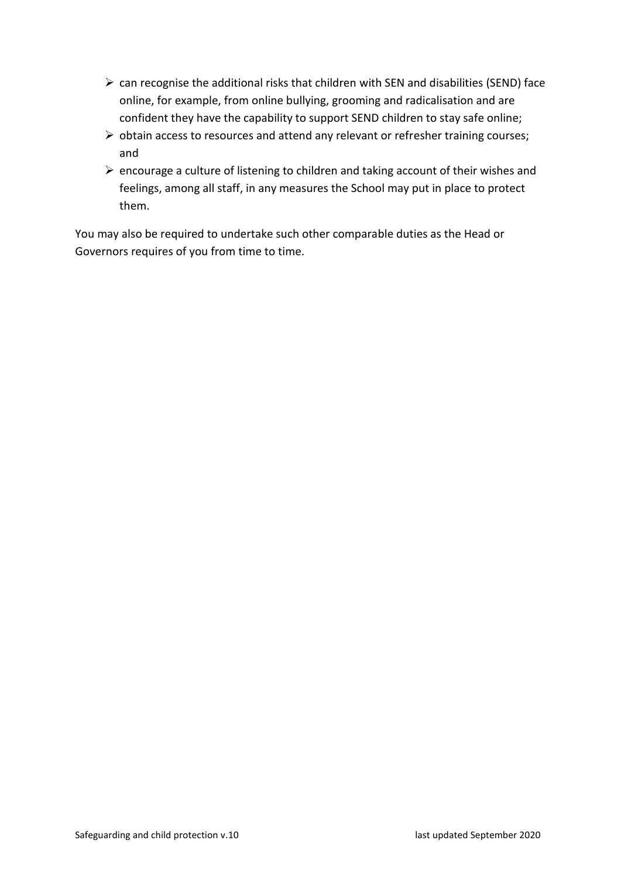- can recognise the additional risks that children with SEN and disabilities (SEND) face online, for example, from online bullying, grooming and radicalisation and are confident they have the capability to support SEND children to stay safe online;
- obtain access to resources and attend any relevant or refresher training courses; and
- encourage a culture of listening to children and taking account of their wishes and feelings, among all staff, in any measures the School may put in place to protect them.

You may also be required to undertake such other comparable duties as the Head or Governors requires of you from time to time.